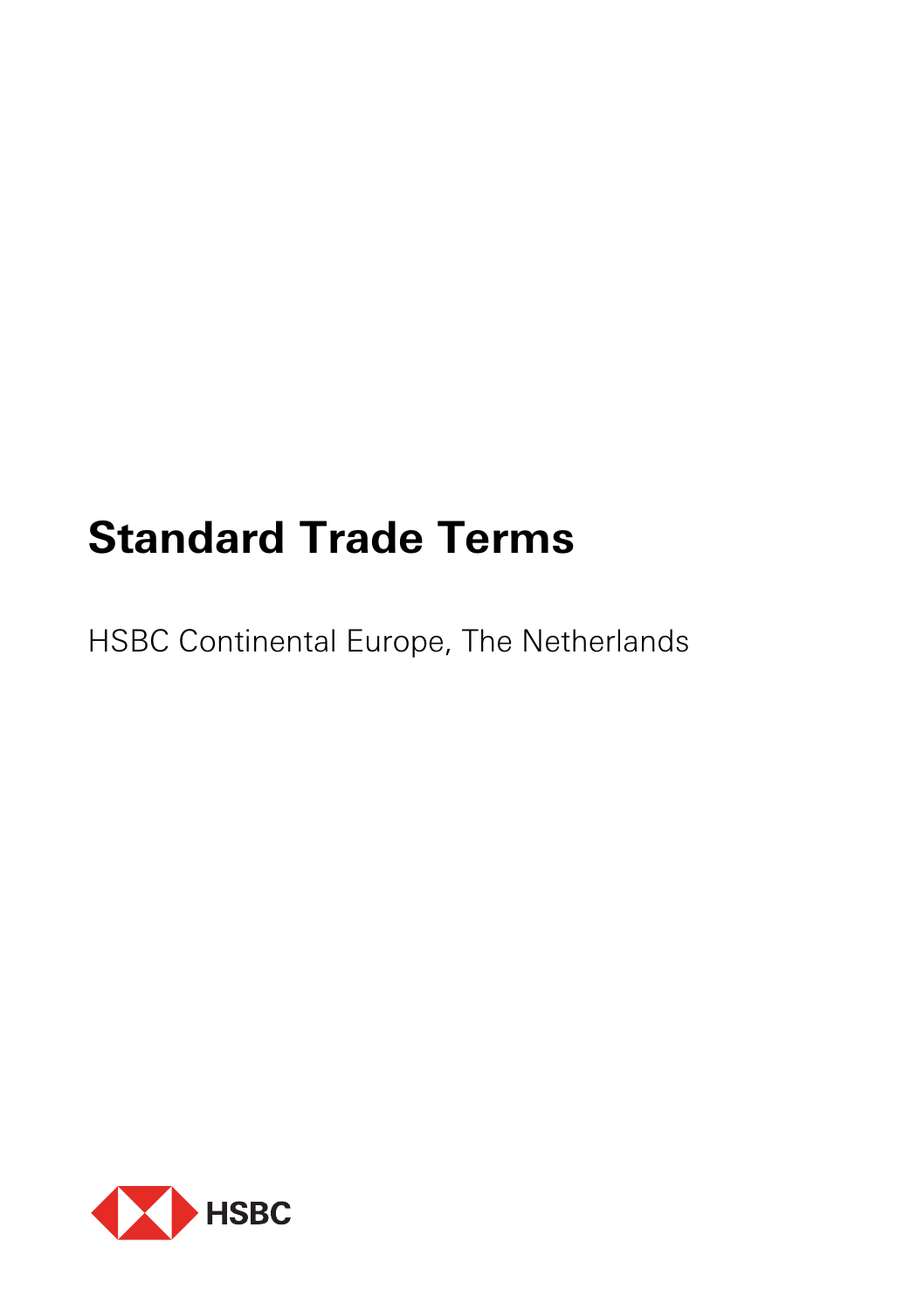# Standard Trade Terms

HSBC Continental Europe, The Netherlands

HSBC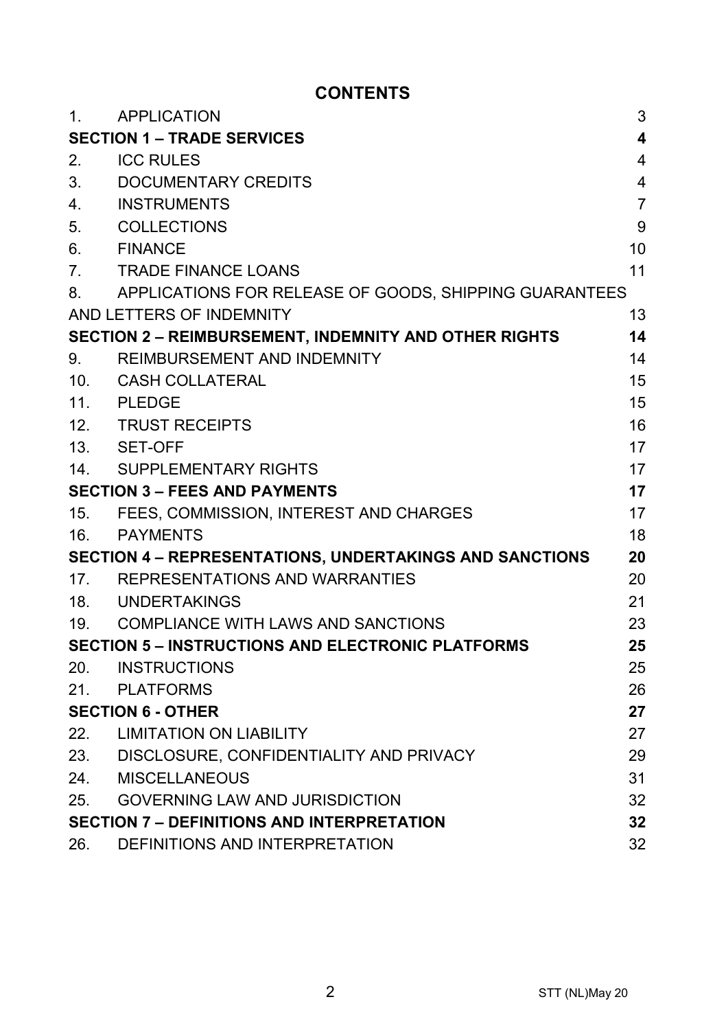# CONTENTS

| | | |
|---|---|---|
| 1. | APPLICATION | 3 |
| **SECTION 1 – TRADE SERVICES** | | **4** |
| 2. | ICC RULES | 4 |
| 3. | DOCUMENTARY CREDITS | 4 |
| 4. | INSTRUMENTS | 7 |
| 5. | COLLECTIONS | 9 |
| 6. | FINANCE | 10 |
| 7. | TRADE FINANCE LOANS | 11 |
| 8. | APPLICATIONS FOR RELEASE OF GOODS, SHIPPING GUARANTEES AND LETTERS OF INDEMNITY | 13 |
| **SECTION 2 – REIMBURSEMENT, INDEMNITY AND OTHER RIGHTS** | | **14** |
| 9. | REIMBURSEMENT AND INDEMNITY | 14 |
| 10. | CASH COLLATERAL | 15 |
| 11. | PLEDGE | 15 |
| 12. | TRUST RECEIPTS | 16 |
| 13. | SET-OFF | 17 |
| 14. | SUPPLEMENTARY RIGHTS | 17 |
| **SECTION 3 – FEES AND PAYMENTS** | | **17** |
| 15. | FEES, COMMISSION, INTEREST AND CHARGES | 17 |
| 16. | PAYMENTS | 18 |
| **SECTION 4 – REPRESENTATIONS, UNDERTAKINGS AND SANCTIONS** | | **20** |
| 17. | REPRESENTATIONS AND WARRANTIES | 20 |
| 18. | UNDERTAKINGS | 21 |
| 19. | COMPLIANCE WITH LAWS AND SANCTIONS | 23 |
| **SECTION 5 – INSTRUCTIONS AND ELECTRONIC PLATFORMS** | | **25** |
| 20. | INSTRUCTIONS | 25 |
| 21. | PLATFORMS | 26 |
| **SECTION 6 - OTHER** | | **27** |
| 22. | LIMITATION ON LIABILITY | 27 |
| 23. | DISCLOSURE, CONFIDENTIALITY AND PRIVACY | 29 |
| 24. | MISCELLANEOUS | 31 |
| 25. | GOVERNING LAW AND JURISDICTION | 32 |
| **SECTION 7 – DEFINITIONS AND INTERPRETATION** | | **32** |
| 26. | DEFINITIONS AND INTERPRETATION | 32 |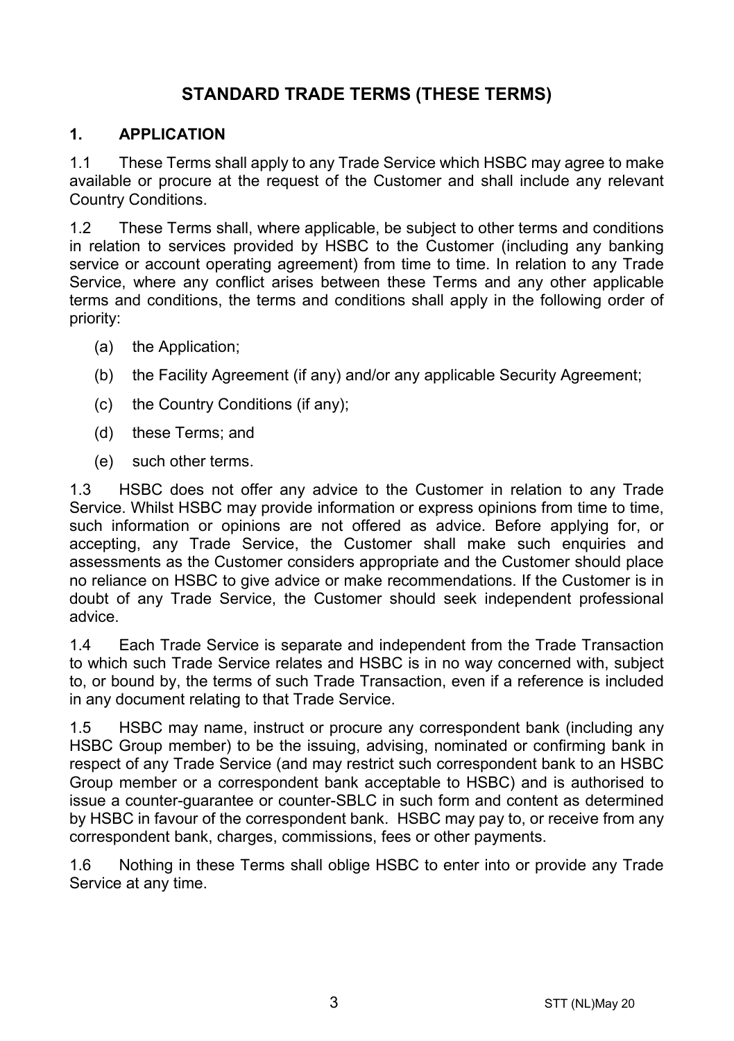# STANDARD TRADE TERMS (THESE TERMS)

## 1. APPLICATION

1.1 These Terms shall apply to any Trade Service which HSBC may agree to make available or procure at the request of the Customer and shall include any relevant Country Conditions.

1.2 These Terms shall, where applicable, be subject to other terms and conditions in relation to services provided by HSBC to the Customer (including any banking service or account operating agreement) from time to time. In relation to any Trade Service, where any conflict arises between these Terms and any other applicable terms and conditions, the terms and conditions shall apply in the following order of priority:

(a) the Application;

(b) the Facility Agreement (if any) and/or any applicable Security Agreement;

(c) the Country Conditions (if any);

(d) these Terms; and

(e) such other terms.

1.3 HSBC does not offer any advice to the Customer in relation to any Trade Service. Whilst HSBC may provide information or express opinions from time to time, such information or opinions are not offered as advice. Before applying for, or accepting, any Trade Service, the Customer shall make such enquiries and assessments as the Customer considers appropriate and the Customer should place no reliance on HSBC to give advice or make recommendations. If the Customer is in doubt of any Trade Service, the Customer should seek independent professional advice.

1.4 Each Trade Service is separate and independent from the Trade Transaction to which such Trade Service relates and HSBC is in no way concerned with, subject to, or bound by, the terms of such Trade Transaction, even if a reference is included in any document relating to that Trade Service.

1.5 HSBC may name, instruct or procure any correspondent bank (including any HSBC Group member) to be the issuing, advising, nominated or confirming bank in respect of any Trade Service (and may restrict such correspondent bank to an HSBC Group member or a correspondent bank acceptable to HSBC) and is authorised to issue a counter-guarantee or counter-SBLC in such form and content as determined by HSBC in favour of the correspondent bank. HSBC may pay to, or receive from any correspondent bank, charges, commissions, fees or other payments.

1.6 Nothing in these Terms shall oblige HSBC to enter into or provide any Trade Service at any time.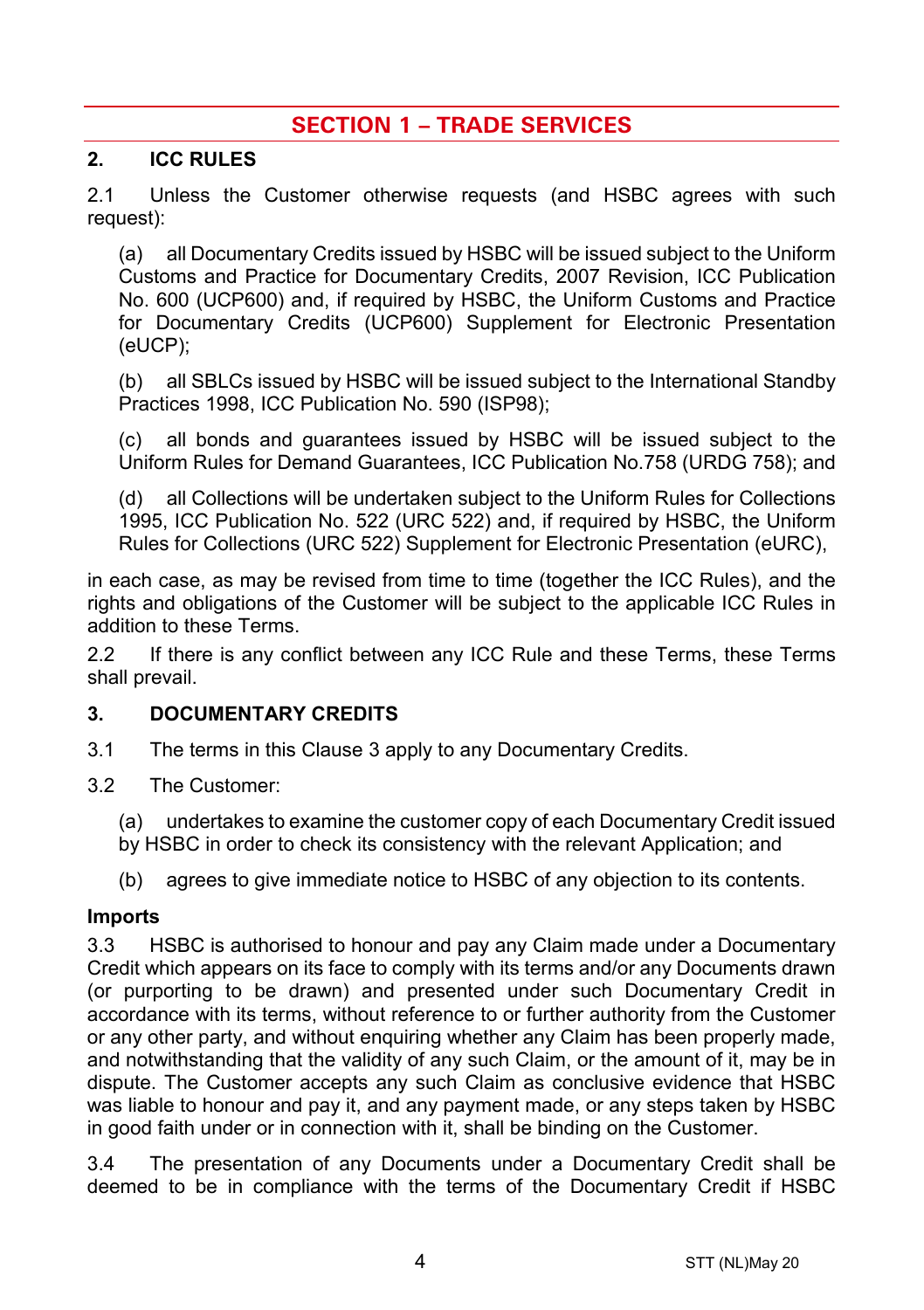## SECTION 1 – TRADE SERVICES

### 2. ICC RULES

2.1 Unless the Customer otherwise requests (and HSBC agrees with such request):

(a) all Documentary Credits issued by HSBC will be issued subject to the Uniform Customs and Practice for Documentary Credits, 2007 Revision, ICC Publication No. 600 (UCP600) and, if required by HSBC, the Uniform Customs and Practice for Documentary Credits (UCP600) Supplement for Electronic Presentation (eUCP);

(b) all SBLCs issued by HSBC will be issued subject to the International Standby Practices 1998, ICC Publication No. 590 (ISP98);

(c) all bonds and guarantees issued by HSBC will be issued subject to the Uniform Rules for Demand Guarantees, ICC Publication No.758 (URDG 758); and

(d) all Collections will be undertaken subject to the Uniform Rules for Collections 1995, ICC Publication No. 522 (URC 522) and, if required by HSBC, the Uniform Rules for Collections (URC 522) Supplement for Electronic Presentation (eURC),

in each case, as may be revised from time to time (together the ICC Rules), and the rights and obligations of the Customer will be subject to the applicable ICC Rules in addition to these Terms.

2.2 If there is any conflict between any ICC Rule and these Terms, these Terms shall prevail.

### 3. DOCUMENTARY CREDITS

3.1 The terms in this Clause 3 apply to any Documentary Credits.

3.2 The Customer:

(a) undertakes to examine the customer copy of each Documentary Credit issued by HSBC in order to check its consistency with the relevant Application; and

(b) agrees to give immediate notice to HSBC of any objection to its contents.

**Imports**

3.3 HSBC is authorised to honour and pay any Claim made under a Documentary Credit which appears on its face to comply with its terms and/or any Documents drawn (or purporting to be drawn) and presented under such Documentary Credit in accordance with its terms, without reference to or further authority from the Customer or any other party, and without enquiring whether any Claim has been properly made, and notwithstanding that the validity of any such Claim, or the amount of it, may be in dispute. The Customer accepts any such Claim as conclusive evidence that HSBC was liable to honour and pay it, and any payment made, or any steps taken by HSBC in good faith under or in connection with it, shall be binding on the Customer.

3.4 The presentation of any Documents under a Documentary Credit shall be deemed to be in compliance with the terms of the Documentary Credit if HSBC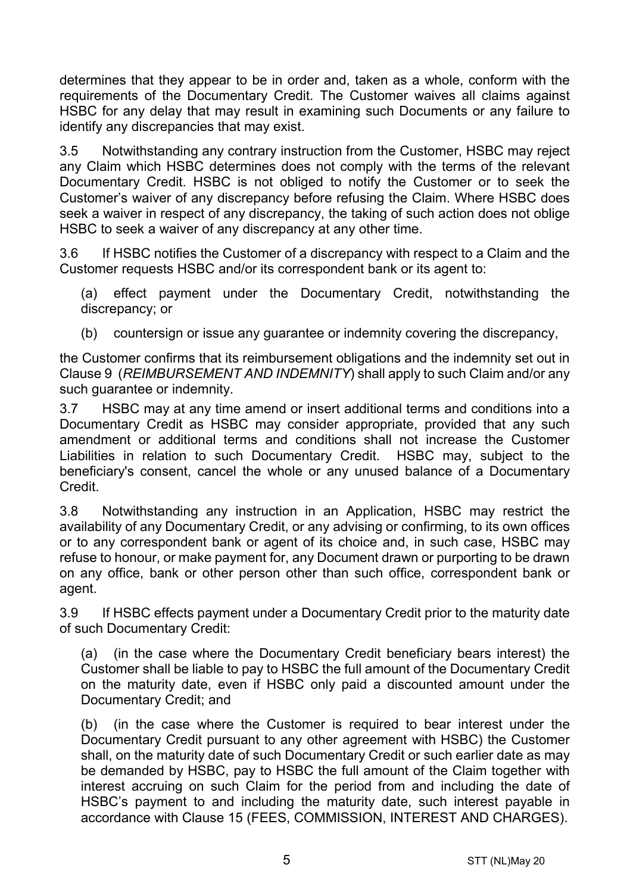determines that they appear to be in order and, taken as a whole, conform with the requirements of the Documentary Credit. The Customer waives all claims against HSBC for any delay that may result in examining such Documents or any failure to identify any discrepancies that may exist.

3.5 Notwithstanding any contrary instruction from the Customer, HSBC may reject any Claim which HSBC determines does not comply with the terms of the relevant Documentary Credit. HSBC is not obliged to notify the Customer or to seek the Customer's waiver of any discrepancy before refusing the Claim. Where HSBC does seek a waiver in respect of any discrepancy, the taking of such action does not oblige HSBC to seek a waiver of any discrepancy at any other time.

3.6 If HSBC notifies the Customer of a discrepancy with respect to a Claim and the Customer requests HSBC and/or its correspondent bank or its agent to:

(a) effect payment under the Documentary Credit, notwithstanding the discrepancy; or

(b) countersign or issue any guarantee or indemnity covering the discrepancy,

the Customer confirms that its reimbursement obligations and the indemnity set out in Clause 9 (*REIMBURSEMENT AND INDEMNITY*) shall apply to such Claim and/or any such guarantee or indemnity.

3.7 HSBC may at any time amend or insert additional terms and conditions into a Documentary Credit as HSBC may consider appropriate, provided that any such amendment or additional terms and conditions shall not increase the Customer Liabilities in relation to such Documentary Credit. HSBC may, subject to the beneficiary's consent, cancel the whole or any unused balance of a Documentary Credit.

3.8 Notwithstanding any instruction in an Application, HSBC may restrict the availability of any Documentary Credit, or any advising or confirming, to its own offices or to any correspondent bank or agent of its choice and, in such case, HSBC may refuse to honour, or make payment for, any Document drawn or purporting to be drawn on any office, bank or other person other than such office, correspondent bank or agent.

3.9 If HSBC effects payment under a Documentary Credit prior to the maturity date of such Documentary Credit:

(a) (in the case where the Documentary Credit beneficiary bears interest) the Customer shall be liable to pay to HSBC the full amount of the Documentary Credit on the maturity date, even if HSBC only paid a discounted amount under the Documentary Credit; and

(b) (in the case where the Customer is required to bear interest under the Documentary Credit pursuant to any other agreement with HSBC) the Customer shall, on the maturity date of such Documentary Credit or such earlier date as may be demanded by HSBC, pay to HSBC the full amount of the Claim together with interest accruing on such Claim for the period from and including the date of HSBC's payment to and including the maturity date, such interest payable in accordance with Clause 15 (FEES, COMMISSION, INTEREST AND CHARGES).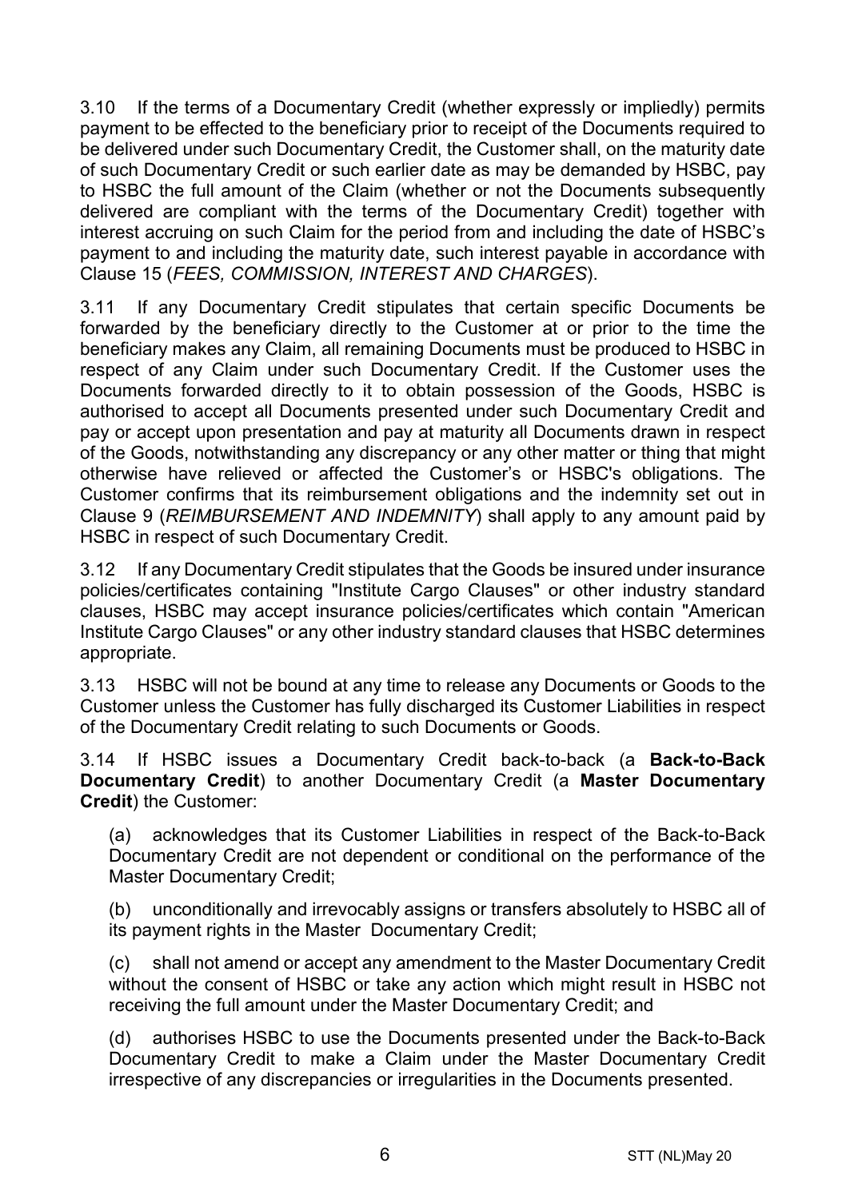3.10 If the terms of a Documentary Credit (whether expressly or impliedly) permits payment to be effected to the beneficiary prior to receipt of the Documents required to be delivered under such Documentary Credit, the Customer shall, on the maturity date of such Documentary Credit or such earlier date as may be demanded by HSBC, pay to HSBC the full amount of the Claim (whether or not the Documents subsequently delivered are compliant with the terms of the Documentary Credit) together with interest accruing on such Claim for the period from and including the date of HSBC's payment to and including the maturity date, such interest payable in accordance with Clause 15 (*FEES, COMMISSION, INTEREST AND CHARGES*).

3.11 If any Documentary Credit stipulates that certain specific Documents be forwarded by the beneficiary directly to the Customer at or prior to the time the beneficiary makes any Claim, all remaining Documents must be produced to HSBC in respect of any Claim under such Documentary Credit. If the Customer uses the Documents forwarded directly to it to obtain possession of the Goods, HSBC is authorised to accept all Documents presented under such Documentary Credit and pay or accept upon presentation and pay at maturity all Documents drawn in respect of the Goods, notwithstanding any discrepancy or any other matter or thing that might otherwise have relieved or affected the Customer's or HSBC's obligations. The Customer confirms that its reimbursement obligations and the indemnity set out in Clause 9 (*REIMBURSEMENT AND INDEMNITY*) shall apply to any amount paid by HSBC in respect of such Documentary Credit.

3.12 If any Documentary Credit stipulates that the Goods be insured under insurance policies/certificates containing "Institute Cargo Clauses" or other industry standard clauses, HSBC may accept insurance policies/certificates which contain "American Institute Cargo Clauses" or any other industry standard clauses that HSBC determines appropriate.

3.13 HSBC will not be bound at any time to release any Documents or Goods to the Customer unless the Customer has fully discharged its Customer Liabilities in respect of the Documentary Credit relating to such Documents or Goods.

3.14 If HSBC issues a Documentary Credit back-to-back (a **Back-to-Back Documentary Credit**) to another Documentary Credit (a **Master Documentary Credit**) the Customer:

(a) acknowledges that its Customer Liabilities in respect of the Back-to-Back Documentary Credit are not dependent or conditional on the performance of the Master Documentary Credit;

(b) unconditionally and irrevocably assigns or transfers absolutely to HSBC all of its payment rights in the Master Documentary Credit;

(c) shall not amend or accept any amendment to the Master Documentary Credit without the consent of HSBC or take any action which might result in HSBC not receiving the full amount under the Master Documentary Credit; and

(d) authorises HSBC to use the Documents presented under the Back-to-Back Documentary Credit to make a Claim under the Master Documentary Credit irrespective of any discrepancies or irregularities in the Documents presented.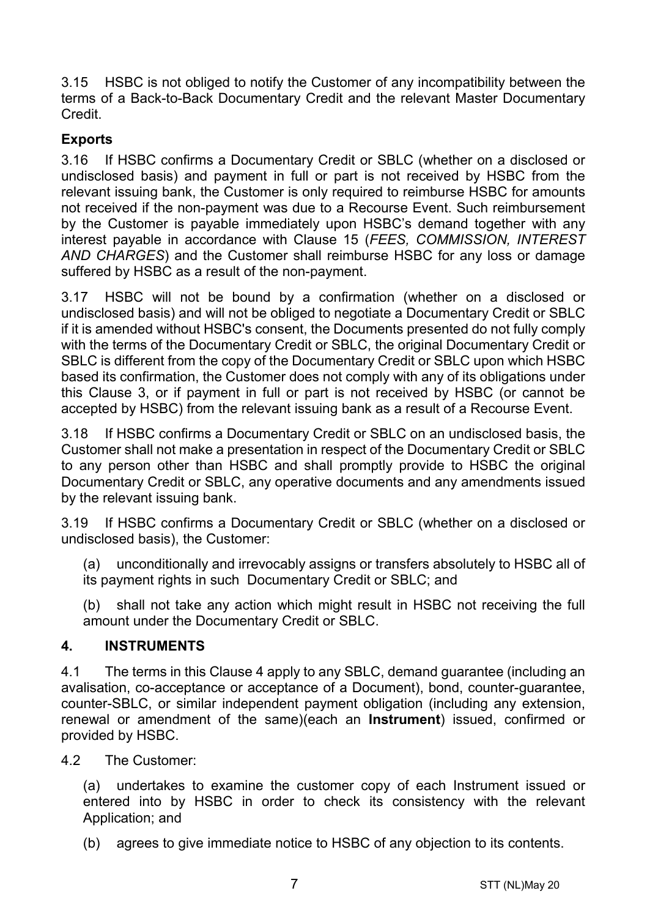3.15 HSBC is not obliged to notify the Customer of any incompatibility between the terms of a Back-to-Back Documentary Credit and the relevant Master Documentary Credit.

**Exports**

3.16 If HSBC confirms a Documentary Credit or SBLC (whether on a disclosed or undisclosed basis) and payment in full or part is not received by HSBC from the relevant issuing bank, the Customer is only required to reimburse HSBC for amounts not received if the non-payment was due to a Recourse Event. Such reimbursement by the Customer is payable immediately upon HSBC's demand together with any interest payable in accordance with Clause 15 (*FEES, COMMISSION, INTEREST AND CHARGES*) and the Customer shall reimburse HSBC for any loss or damage suffered by HSBC as a result of the non-payment.

3.17 HSBC will not be bound by a confirmation (whether on a disclosed or undisclosed basis) and will not be obliged to negotiate a Documentary Credit or SBLC if it is amended without HSBC's consent, the Documents presented do not fully comply with the terms of the Documentary Credit or SBLC, the original Documentary Credit or SBLC is different from the copy of the Documentary Credit or SBLC upon which HSBC based its confirmation, the Customer does not comply with any of its obligations under this Clause 3, or if payment in full or part is not received by HSBC (or cannot be accepted by HSBC) from the relevant issuing bank as a result of a Recourse Event.

3.18 If HSBC confirms a Documentary Credit or SBLC on an undisclosed basis, the Customer shall not make a presentation in respect of the Documentary Credit or SBLC to any person other than HSBC and shall promptly provide to HSBC the original Documentary Credit or SBLC, any operative documents and any amendments issued by the relevant issuing bank.

3.19 If HSBC confirms a Documentary Credit or SBLC (whether on a disclosed or undisclosed basis), the Customer:

(a) unconditionally and irrevocably assigns or transfers absolutely to HSBC all of its payment rights in such Documentary Credit or SBLC; and

(b) shall not take any action which might result in HSBC not receiving the full amount under the Documentary Credit or SBLC.

## 4. INSTRUMENTS

4.1 The terms in this Clause 4 apply to any SBLC, demand guarantee (including an avalisation, co-acceptance or acceptance of a Document), bond, counter-guarantee, counter-SBLC, or similar independent payment obligation (including any extension, renewal or amendment of the same)(each an **Instrument**) issued, confirmed or provided by HSBC.

4.2 The Customer:

(a) undertakes to examine the customer copy of each Instrument issued or entered into by HSBC in order to check its consistency with the relevant Application; and

(b) agrees to give immediate notice to HSBC of any objection to its contents.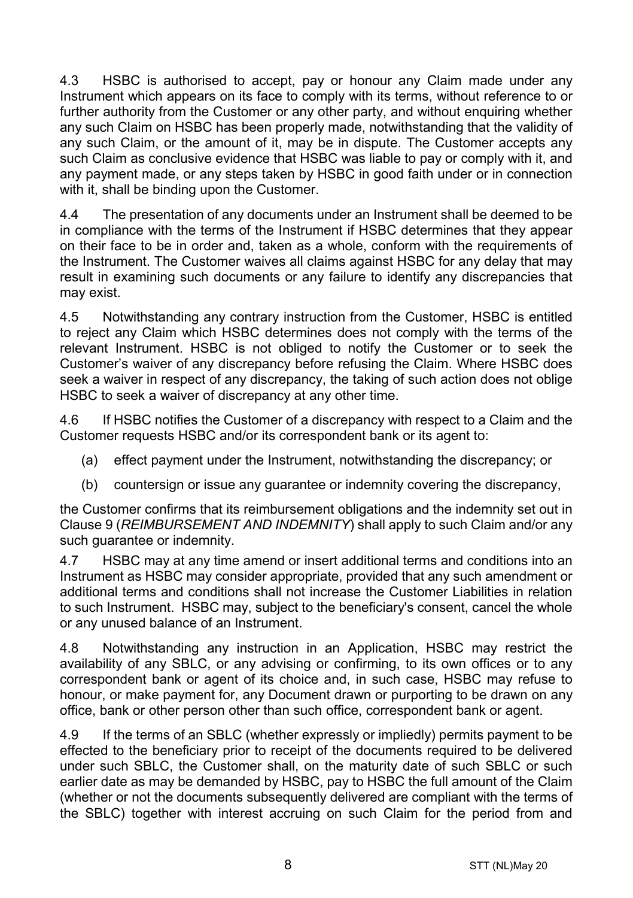4.3 HSBC is authorised to accept, pay or honour any Claim made under any Instrument which appears on its face to comply with its terms, without reference to or further authority from the Customer or any other party, and without enquiring whether any such Claim on HSBC has been properly made, notwithstanding that the validity of any such Claim, or the amount of it, may be in dispute. The Customer accepts any such Claim as conclusive evidence that HSBC was liable to pay or comply with it, and any payment made, or any steps taken by HSBC in good faith under or in connection with it, shall be binding upon the Customer.

4.4 The presentation of any documents under an Instrument shall be deemed to be in compliance with the terms of the Instrument if HSBC determines that they appear on their face to be in order and, taken as a whole, conform with the requirements of the Instrument. The Customer waives all claims against HSBC for any delay that may result in examining such documents or any failure to identify any discrepancies that may exist.

4.5 Notwithstanding any contrary instruction from the Customer, HSBC is entitled to reject any Claim which HSBC determines does not comply with the terms of the relevant Instrument. HSBC is not obliged to notify the Customer or to seek the Customer's waiver of any discrepancy before refusing the Claim. Where HSBC does seek a waiver in respect of any discrepancy, the taking of such action does not oblige HSBC to seek a waiver of discrepancy at any other time.

4.6 If HSBC notifies the Customer of a discrepancy with respect to a Claim and the Customer requests HSBC and/or its correspondent bank or its agent to:

(a) effect payment under the Instrument, notwithstanding the discrepancy; or

(b) countersign or issue any guarantee or indemnity covering the discrepancy,

the Customer confirms that its reimbursement obligations and the indemnity set out in Clause 9 (*REIMBURSEMENT AND INDEMNITY*) shall apply to such Claim and/or any such guarantee or indemnity.

4.7 HSBC may at any time amend or insert additional terms and conditions into an Instrument as HSBC may consider appropriate, provided that any such amendment or additional terms and conditions shall not increase the Customer Liabilities in relation to such Instrument. HSBC may, subject to the beneficiary's consent, cancel the whole or any unused balance of an Instrument.

4.8 Notwithstanding any instruction in an Application, HSBC may restrict the availability of any SBLC, or any advising or confirming, to its own offices or to any correspondent bank or agent of its choice and, in such case, HSBC may refuse to honour, or make payment for, any Document drawn or purporting to be drawn on any office, bank or other person other than such office, correspondent bank or agent.

4.9 If the terms of an SBLC (whether expressly or impliedly) permits payment to be effected to the beneficiary prior to receipt of the documents required to be delivered under such SBLC, the Customer shall, on the maturity date of such SBLC or such earlier date as may be demanded by HSBC, pay to HSBC the full amount of the Claim (whether or not the documents subsequently delivered are compliant with the terms of the SBLC) together with interest accruing on such Claim for the period from and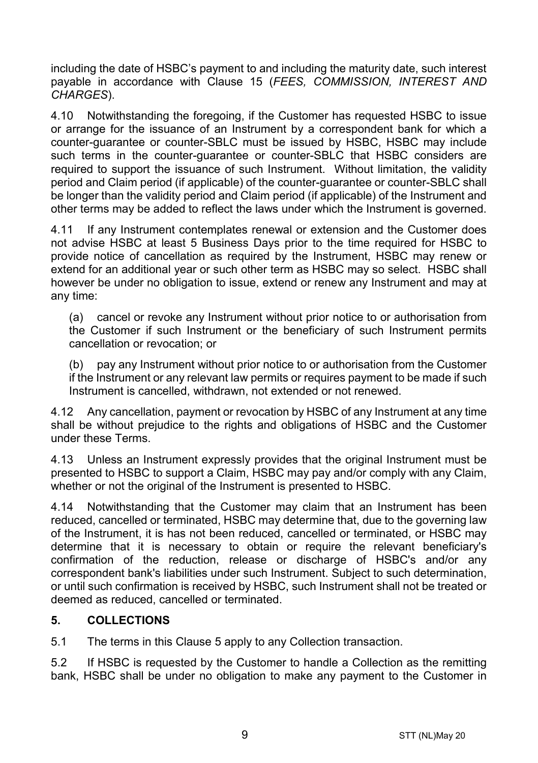including the date of HSBC's payment to and including the maturity date, such interest payable in accordance with Clause 15 (*FEES, COMMISSION, INTEREST AND CHARGES*).

4.10 Notwithstanding the foregoing, if the Customer has requested HSBC to issue or arrange for the issuance of an Instrument by a correspondent bank for which a counter-guarantee or counter-SBLC must be issued by HSBC, HSBC may include such terms in the counter-guarantee or counter-SBLC that HSBC considers are required to support the issuance of such Instrument. Without limitation, the validity period and Claim period (if applicable) of the counter-guarantee or counter-SBLC shall be longer than the validity period and Claim period (if applicable) of the Instrument and other terms may be added to reflect the laws under which the Instrument is governed.

4.11 If any Instrument contemplates renewal or extension and the Customer does not advise HSBC at least 5 Business Days prior to the time required for HSBC to provide notice of cancellation as required by the Instrument, HSBC may renew or extend for an additional year or such other term as HSBC may so select. HSBC shall however be under no obligation to issue, extend or renew any Instrument and may at any time:

(a) cancel or revoke any Instrument without prior notice to or authorisation from the Customer if such Instrument or the beneficiary of such Instrument permits cancellation or revocation; or

(b) pay any Instrument without prior notice to or authorisation from the Customer if the Instrument or any relevant law permits or requires payment to be made if such Instrument is cancelled, withdrawn, not extended or not renewed.

4.12 Any cancellation, payment or revocation by HSBC of any Instrument at any time shall be without prejudice to the rights and obligations of HSBC and the Customer under these Terms.

4.13 Unless an Instrument expressly provides that the original Instrument must be presented to HSBC to support a Claim, HSBC may pay and/or comply with any Claim, whether or not the original of the Instrument is presented to HSBC.

4.14 Notwithstanding that the Customer may claim that an Instrument has been reduced, cancelled or terminated, HSBC may determine that, due to the governing law of the Instrument, it is has not been reduced, cancelled or terminated, or HSBC may determine that it is necessary to obtain or require the relevant beneficiary's confirmation of the reduction, release or discharge of HSBC's and/or any correspondent bank's liabilities under such Instrument. Subject to such determination, or until such confirmation is received by HSBC, such Instrument shall not be treated or deemed as reduced, cancelled or terminated.

## 5. COLLECTIONS

5.1 The terms in this Clause 5 apply to any Collection transaction.

5.2 If HSBC is requested by the Customer to handle a Collection as the remitting bank, HSBC shall be under no obligation to make any payment to the Customer in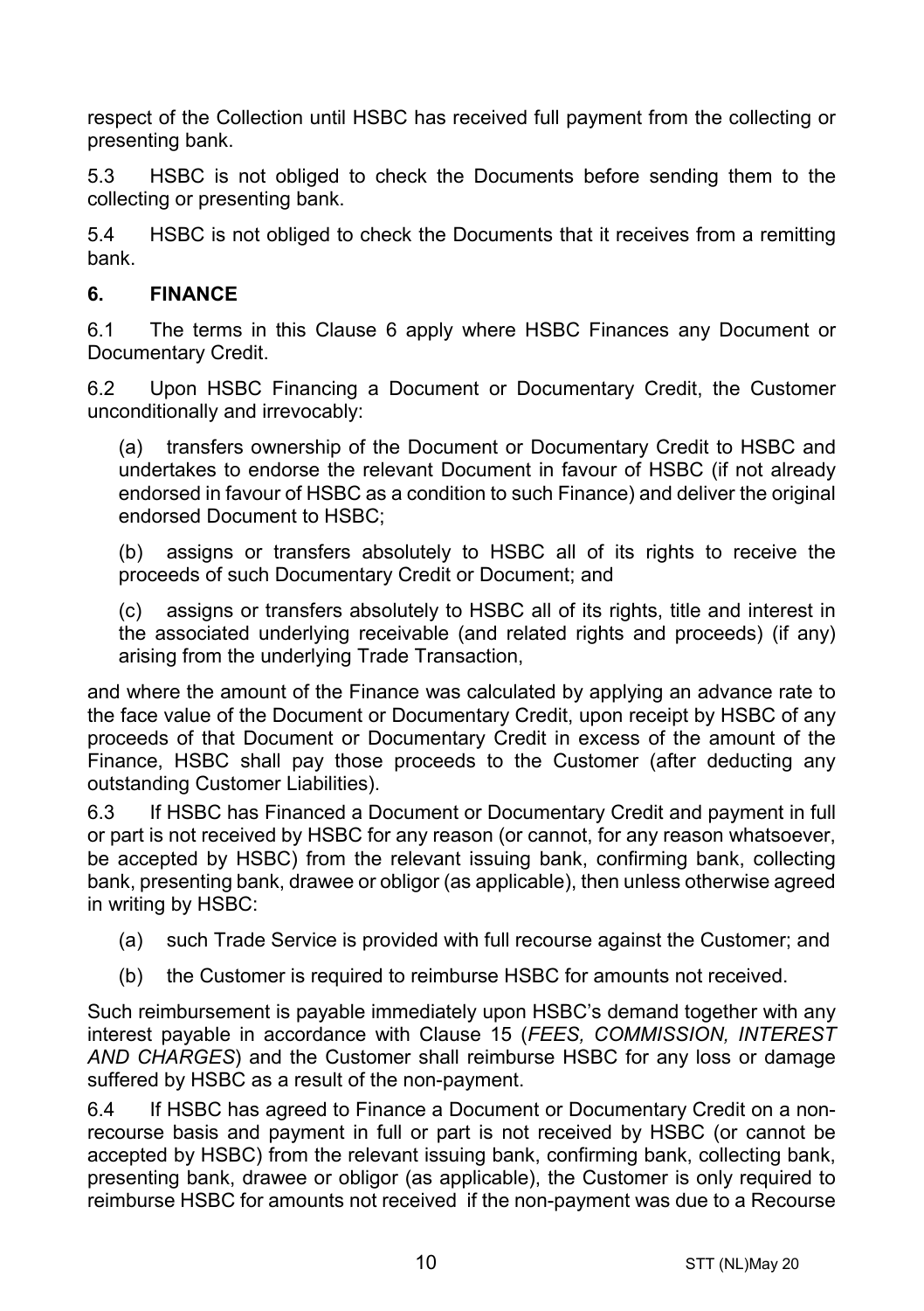respect of the Collection until HSBC has received full payment from the collecting or presenting bank.

5.3 HSBC is not obliged to check the Documents before sending them to the collecting or presenting bank.

5.4 HSBC is not obliged to check the Documents that it receives from a remitting bank.

## 6. FINANCE

6.1 The terms in this Clause 6 apply where HSBC Finances any Document or Documentary Credit.

6.2 Upon HSBC Financing a Document or Documentary Credit, the Customer unconditionally and irrevocably:

(a) transfers ownership of the Document or Documentary Credit to HSBC and undertakes to endorse the relevant Document in favour of HSBC (if not already endorsed in favour of HSBC as a condition to such Finance) and deliver the original endorsed Document to HSBC;

(b) assigns or transfers absolutely to HSBC all of its rights to receive the proceeds of such Documentary Credit or Document; and

(c) assigns or transfers absolutely to HSBC all of its rights, title and interest in the associated underlying receivable (and related rights and proceeds) (if any) arising from the underlying Trade Transaction,

and where the amount of the Finance was calculated by applying an advance rate to the face value of the Document or Documentary Credit, upon receipt by HSBC of any proceeds of that Document or Documentary Credit in excess of the amount of the Finance, HSBC shall pay those proceeds to the Customer (after deducting any outstanding Customer Liabilities).

6.3 If HSBC has Financed a Document or Documentary Credit and payment in full or part is not received by HSBC for any reason (or cannot, for any reason whatsoever, be accepted by HSBC) from the relevant issuing bank, confirming bank, collecting bank, presenting bank, drawee or obligor (as applicable), then unless otherwise agreed in writing by HSBC:

(a) such Trade Service is provided with full recourse against the Customer; and

(b) the Customer is required to reimburse HSBC for amounts not received.

Such reimbursement is payable immediately upon HSBC's demand together with any interest payable in accordance with Clause 15 (*FEES, COMMISSION, INTEREST AND CHARGES*) and the Customer shall reimburse HSBC for any loss or damage suffered by HSBC as a result of the non-payment.

6.4 If HSBC has agreed to Finance a Document or Documentary Credit on a non-recourse basis and payment in full or part is not received by HSBC (or cannot be accepted by HSBC) from the relevant issuing bank, confirming bank, collecting bank, presenting bank, drawee or obligor (as applicable), the Customer is only required to reimburse HSBC for amounts not received if the non-payment was due to a Recourse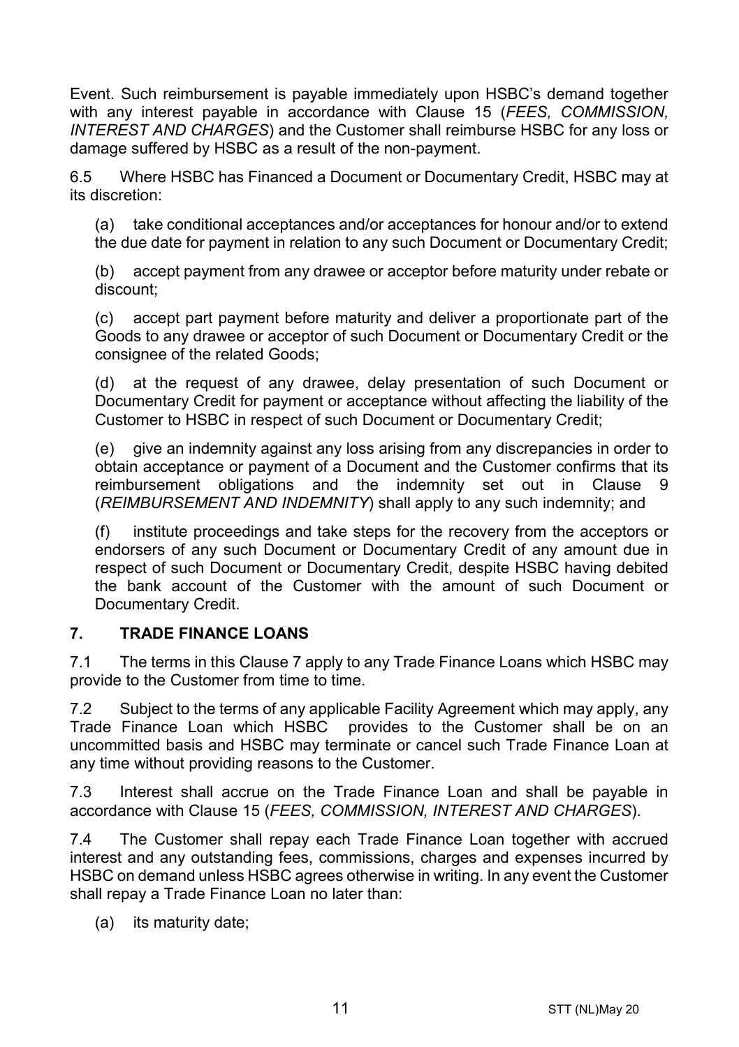Event. Such reimbursement is payable immediately upon HSBC's demand together with any interest payable in accordance with Clause 15 (*FEES, COMMISSION, INTEREST AND CHARGES*) and the Customer shall reimburse HSBC for any loss or damage suffered by HSBC as a result of the non-payment.

6.5 Where HSBC has Financed a Document or Documentary Credit, HSBC may at its discretion:

(a) take conditional acceptances and/or acceptances for honour and/or to extend the due date for payment in relation to any such Document or Documentary Credit;

(b) accept payment from any drawee or acceptor before maturity under rebate or discount;

(c) accept part payment before maturity and deliver a proportionate part of the Goods to any drawee or acceptor of such Document or Documentary Credit or the consignee of the related Goods;

(d) at the request of any drawee, delay presentation of such Document or Documentary Credit for payment or acceptance without affecting the liability of the Customer to HSBC in respect of such Document or Documentary Credit;

(e) give an indemnity against any loss arising from any discrepancies in order to obtain acceptance or payment of a Document and the Customer confirms that its reimbursement obligations and the indemnity set out in Clause 9 (*REIMBURSEMENT AND INDEMNITY*) shall apply to any such indemnity; and

(f) institute proceedings and take steps for the recovery from the acceptors or endorsers of any such Document or Documentary Credit of any amount due in respect of such Document or Documentary Credit, despite HSBC having debited the bank account of the Customer with the amount of such Document or Documentary Credit.

## 7. TRADE FINANCE LOANS

7.1 The terms in this Clause 7 apply to any Trade Finance Loans which HSBC may provide to the Customer from time to time.

7.2 Subject to the terms of any applicable Facility Agreement which may apply, any Trade Finance Loan which HSBC provides to the Customer shall be on an uncommitted basis and HSBC may terminate or cancel such Trade Finance Loan at any time without providing reasons to the Customer.

7.3 Interest shall accrue on the Trade Finance Loan and shall be payable in accordance with Clause 15 (*FEES, COMMISSION, INTEREST AND CHARGES*).

7.4 The Customer shall repay each Trade Finance Loan together with accrued interest and any outstanding fees, commissions, charges and expenses incurred by HSBC on demand unless HSBC agrees otherwise in writing. In any event the Customer shall repay a Trade Finance Loan no later than:

(a) its maturity date;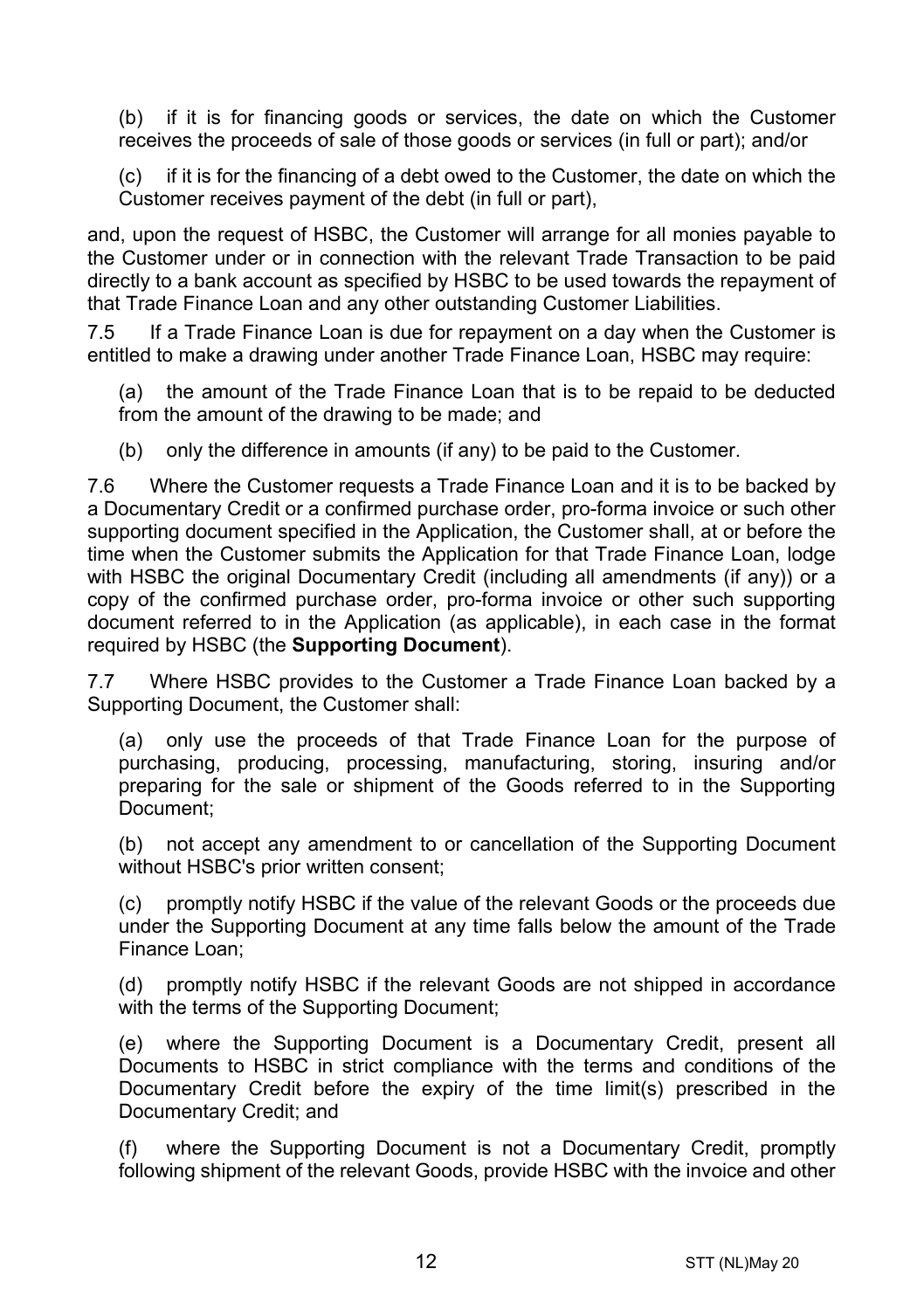(b) if it is for financing goods or services, the date on which the Customer receives the proceeds of sale of those goods or services (in full or part); and/or

(c) if it is for the financing of a debt owed to the Customer, the date on which the Customer receives payment of the debt (in full or part),

and, upon the request of HSBC, the Customer will arrange for all monies payable to the Customer under or in connection with the relevant Trade Transaction to be paid directly to a bank account as specified by HSBC to be used towards the repayment of that Trade Finance Loan and any other outstanding Customer Liabilities.

7.5 If a Trade Finance Loan is due for repayment on a day when the Customer is entitled to make a drawing under another Trade Finance Loan, HSBC may require:

(a) the amount of the Trade Finance Loan that is to be repaid to be deducted from the amount of the drawing to be made; and

(b) only the difference in amounts (if any) to be paid to the Customer.

7.6 Where the Customer requests a Trade Finance Loan and it is to be backed by a Documentary Credit or a confirmed purchase order, pro-forma invoice or such other supporting document specified in the Application, the Customer shall, at or before the time when the Customer submits the Application for that Trade Finance Loan, lodge with HSBC the original Documentary Credit (including all amendments (if any)) or a copy of the confirmed purchase order, pro-forma invoice or other such supporting document referred to in the Application (as applicable), in each case in the format required by HSBC (the **Supporting Document**).

7.7 Where HSBC provides to the Customer a Trade Finance Loan backed by a Supporting Document, the Customer shall:

(a) only use the proceeds of that Trade Finance Loan for the purpose of purchasing, producing, processing, manufacturing, storing, insuring and/or preparing for the sale or shipment of the Goods referred to in the Supporting Document;

(b) not accept any amendment to or cancellation of the Supporting Document without HSBC's prior written consent;

(c) promptly notify HSBC if the value of the relevant Goods or the proceeds due under the Supporting Document at any time falls below the amount of the Trade Finance Loan;

(d) promptly notify HSBC if the relevant Goods are not shipped in accordance with the terms of the Supporting Document;

(e) where the Supporting Document is a Documentary Credit, present all Documents to HSBC in strict compliance with the terms and conditions of the Documentary Credit before the expiry of the time limit(s) prescribed in the Documentary Credit; and

(f) where the Supporting Document is not a Documentary Credit, promptly following shipment of the relevant Goods, provide HSBC with the invoice and other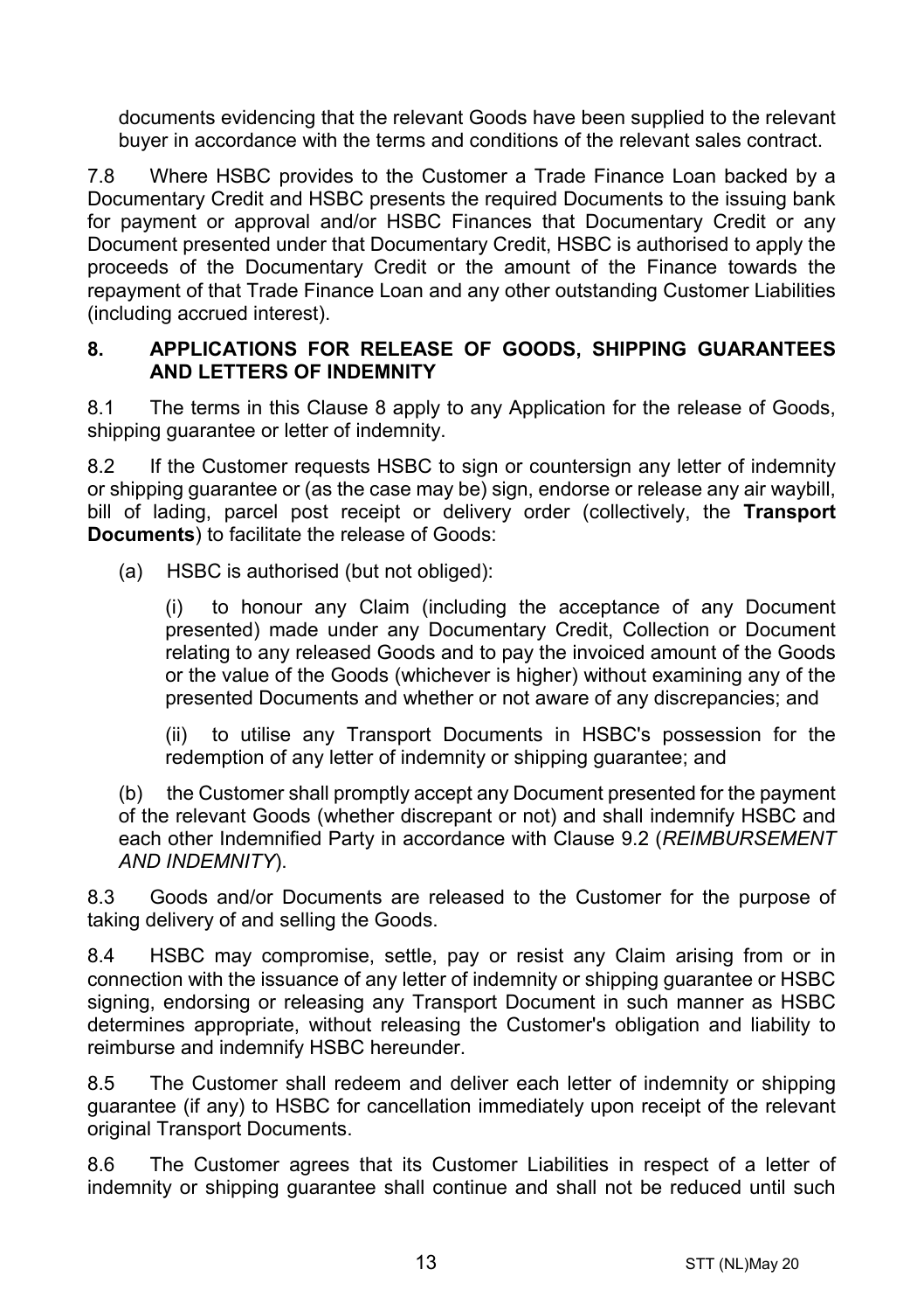documents evidencing that the relevant Goods have been supplied to the relevant buyer in accordance with the terms and conditions of the relevant sales contract.

7.8 Where HSBC provides to the Customer a Trade Finance Loan backed by a Documentary Credit and HSBC presents the required Documents to the issuing bank for payment or approval and/or HSBC Finances that Documentary Credit or any Document presented under that Documentary Credit, HSBC is authorised to apply the proceeds of the Documentary Credit or the amount of the Finance towards the repayment of that Trade Finance Loan and any other outstanding Customer Liabilities (including accrued interest).

## 8. APPLICATIONS FOR RELEASE OF GOODS, SHIPPING GUARANTEES AND LETTERS OF INDEMNITY

8.1 The terms in this Clause 8 apply to any Application for the release of Goods, shipping guarantee or letter of indemnity.

8.2 If the Customer requests HSBC to sign or countersign any letter of indemnity or shipping guarantee or (as the case may be) sign, endorse or release any air waybill, bill of lading, parcel post receipt or delivery order (collectively, the **Transport Documents**) to facilitate the release of Goods:

(a) HSBC is authorised (but not obliged):

(i) to honour any Claim (including the acceptance of any Document presented) made under any Documentary Credit, Collection or Document relating to any released Goods and to pay the invoiced amount of the Goods or the value of the Goods (whichever is higher) without examining any of the presented Documents and whether or not aware of any discrepancies; and

(ii) to utilise any Transport Documents in HSBC's possession for the redemption of any letter of indemnity or shipping guarantee; and

(b) the Customer shall promptly accept any Document presented for the payment of the relevant Goods (whether discrepant or not) and shall indemnify HSBC and each other Indemnified Party in accordance with Clause 9.2 (*REIMBURSEMENT AND INDEMNITY*).

8.3 Goods and/or Documents are released to the Customer for the purpose of taking delivery of and selling the Goods.

8.4 HSBC may compromise, settle, pay or resist any Claim arising from or in connection with the issuance of any letter of indemnity or shipping guarantee or HSBC signing, endorsing or releasing any Transport Document in such manner as HSBC determines appropriate, without releasing the Customer's obligation and liability to reimburse and indemnify HSBC hereunder.

8.5 The Customer shall redeem and deliver each letter of indemnity or shipping guarantee (if any) to HSBC for cancellation immediately upon receipt of the relevant original Transport Documents.

8.6 The Customer agrees that its Customer Liabilities in respect of a letter of indemnity or shipping guarantee shall continue and shall not be reduced until such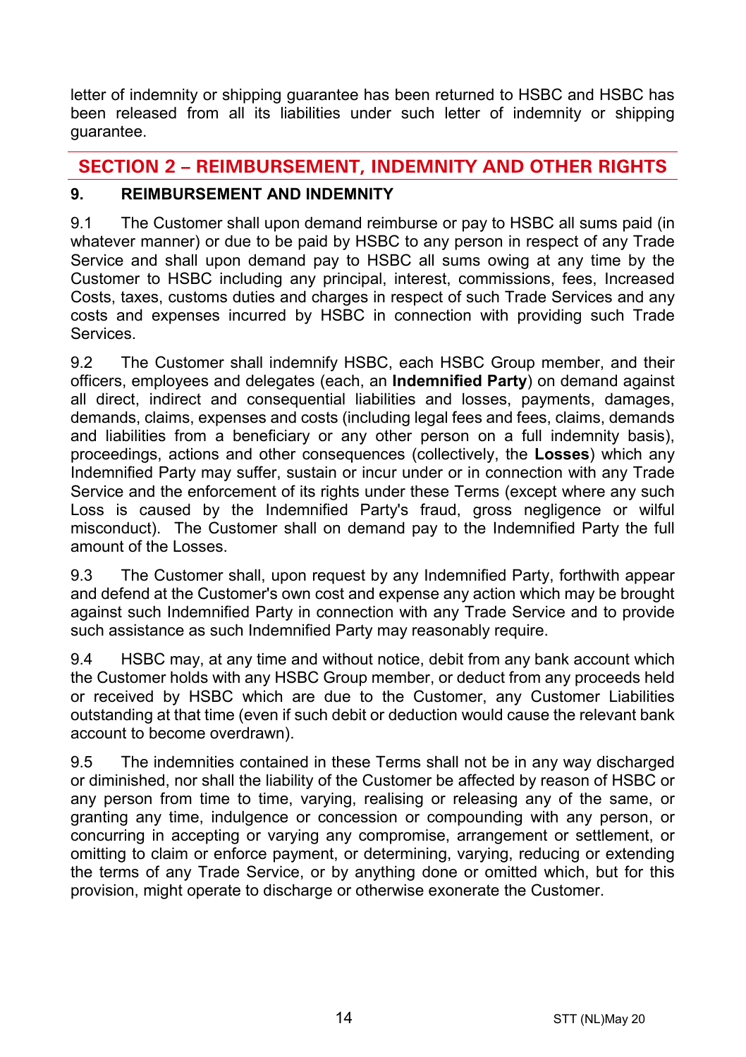letter of indemnity or shipping guarantee has been returned to HSBC and HSBC has been released from all its liabilities under such letter of indemnity or shipping guarantee.

## SECTION 2 – REIMBURSEMENT, INDEMNITY AND OTHER RIGHTS

### 9. REIMBURSEMENT AND INDEMNITY

9.1 The Customer shall upon demand reimburse or pay to HSBC all sums paid (in whatever manner) or due to be paid by HSBC to any person in respect of any Trade Service and shall upon demand pay to HSBC all sums owing at any time by the Customer to HSBC including any principal, interest, commissions, fees, Increased Costs, taxes, customs duties and charges in respect of such Trade Services and any costs and expenses incurred by HSBC in connection with providing such Trade Services.

9.2 The Customer shall indemnify HSBC, each HSBC Group member, and their officers, employees and delegates (each, an **Indemnified Party**) on demand against all direct, indirect and consequential liabilities and losses, payments, damages, demands, claims, expenses and costs (including legal fees and fees, claims, demands and liabilities from a beneficiary or any other person on a full indemnity basis), proceedings, actions and other consequences (collectively, the **Losses**) which any Indemnified Party may suffer, sustain or incur under or in connection with any Trade Service and the enforcement of its rights under these Terms (except where any such Loss is caused by the Indemnified Party's fraud, gross negligence or wilful misconduct). The Customer shall on demand pay to the Indemnified Party the full amount of the Losses.

9.3 The Customer shall, upon request by any Indemnified Party, forthwith appear and defend at the Customer's own cost and expense any action which may be brought against such Indemnified Party in connection with any Trade Service and to provide such assistance as such Indemnified Party may reasonably require.

9.4 HSBC may, at any time and without notice, debit from any bank account which the Customer holds with any HSBC Group member, or deduct from any proceeds held or received by HSBC which are due to the Customer, any Customer Liabilities outstanding at that time (even if such debit or deduction would cause the relevant bank account to become overdrawn).

9.5 The indemnities contained in these Terms shall not be in any way discharged or diminished, nor shall the liability of the Customer be affected by reason of HSBC or any person from time to time, varying, realising or releasing any of the same, or granting any time, indulgence or concession or compounding with any person, or concurring in accepting or varying any compromise, arrangement or settlement, or omitting to claim or enforce payment, or determining, varying, reducing or extending the terms of any Trade Service, or by anything done or omitted which, but for this provision, might operate to discharge or otherwise exonerate the Customer.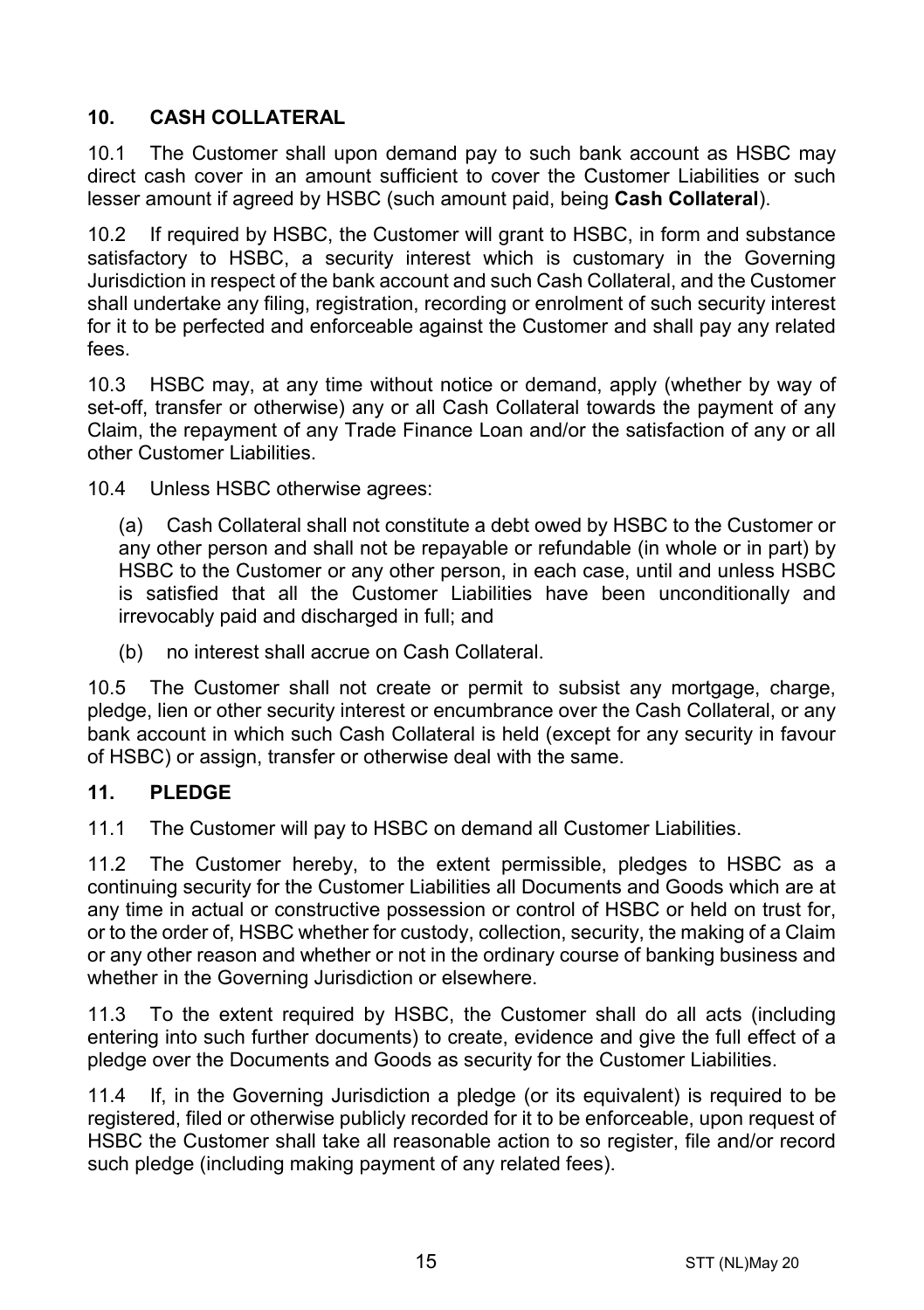## 10. CASH COLLATERAL

10.1 The Customer shall upon demand pay to such bank account as HSBC may direct cash cover in an amount sufficient to cover the Customer Liabilities or such lesser amount if agreed by HSBC (such amount paid, being **Cash Collateral**).

10.2 If required by HSBC, the Customer will grant to HSBC, in form and substance satisfactory to HSBC, a security interest which is customary in the Governing Jurisdiction in respect of the bank account and such Cash Collateral, and the Customer shall undertake any filing, registration, recording or enrolment of such security interest for it to be perfected and enforceable against the Customer and shall pay any related fees.

10.3 HSBC may, at any time without notice or demand, apply (whether by way of set-off, transfer or otherwise) any or all Cash Collateral towards the payment of any Claim, the repayment of any Trade Finance Loan and/or the satisfaction of any or all other Customer Liabilities.

10.4 Unless HSBC otherwise agrees:

(a) Cash Collateral shall not constitute a debt owed by HSBC to the Customer or any other person and shall not be repayable or refundable (in whole or in part) by HSBC to the Customer or any other person, in each case, until and unless HSBC is satisfied that all the Customer Liabilities have been unconditionally and irrevocably paid and discharged in full; and

(b) no interest shall accrue on Cash Collateral.

10.5 The Customer shall not create or permit to subsist any mortgage, charge, pledge, lien or other security interest or encumbrance over the Cash Collateral, or any bank account in which such Cash Collateral is held (except for any security in favour of HSBC) or assign, transfer or otherwise deal with the same.

## 11. PLEDGE

11.1 The Customer will pay to HSBC on demand all Customer Liabilities.

11.2 The Customer hereby, to the extent permissible, pledges to HSBC as a continuing security for the Customer Liabilities all Documents and Goods which are at any time in actual or constructive possession or control of HSBC or held on trust for, or to the order of, HSBC whether for custody, collection, security, the making of a Claim or any other reason and whether or not in the ordinary course of banking business and whether in the Governing Jurisdiction or elsewhere.

11.3 To the extent required by HSBC, the Customer shall do all acts (including entering into such further documents) to create, evidence and give the full effect of a pledge over the Documents and Goods as security for the Customer Liabilities.

11.4 If, in the Governing Jurisdiction a pledge (or its equivalent) is required to be registered, filed or otherwise publicly recorded for it to be enforceable, upon request of HSBC the Customer shall take all reasonable action to so register, file and/or record such pledge (including making payment of any related fees).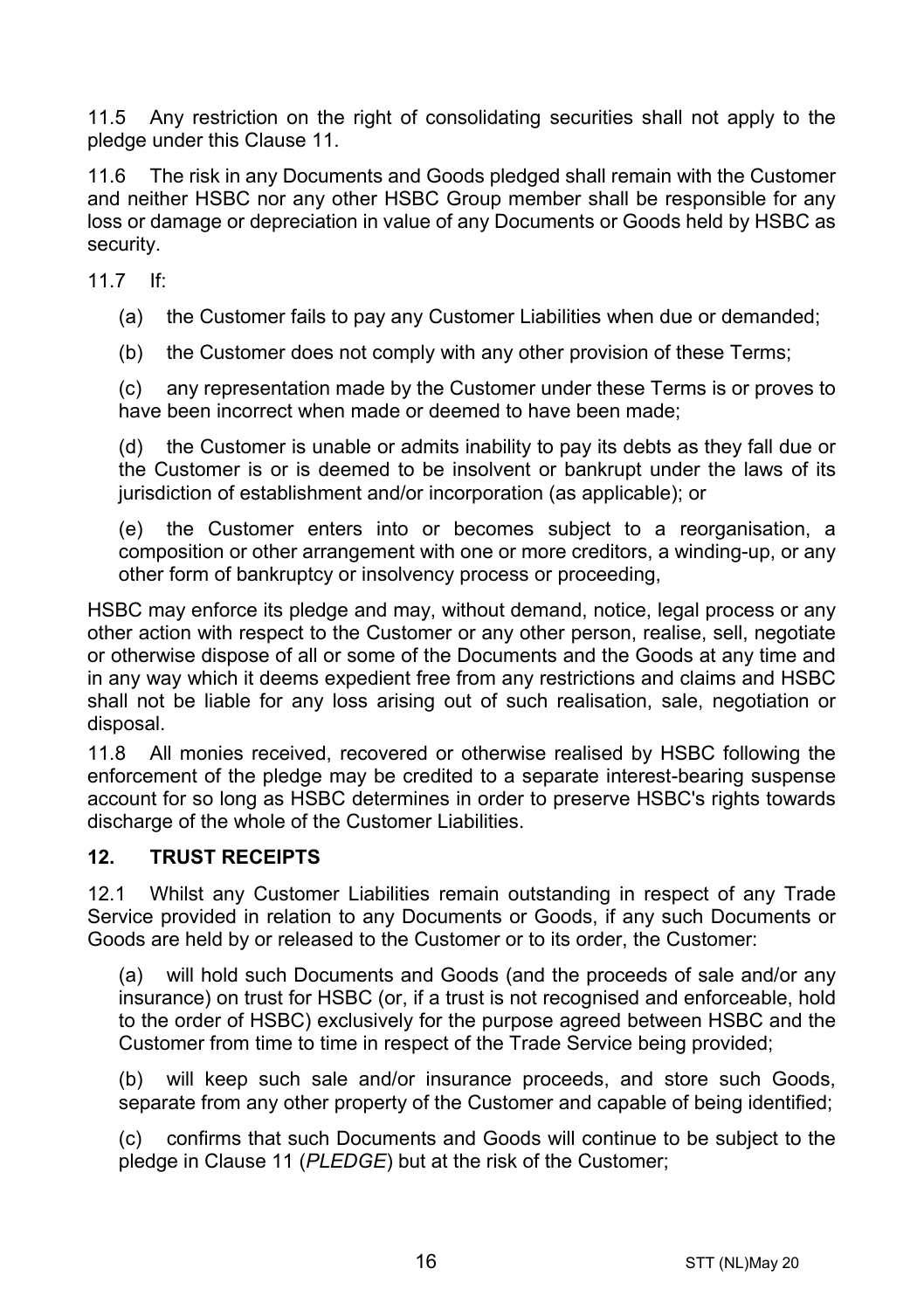11.5 Any restriction on the right of consolidating securities shall not apply to the pledge under this Clause 11.

11.6 The risk in any Documents and Goods pledged shall remain with the Customer and neither HSBC nor any other HSBC Group member shall be responsible for any loss or damage or depreciation in value of any Documents or Goods held by HSBC as security.

11.7 If:

(a) the Customer fails to pay any Customer Liabilities when due or demanded;

(b) the Customer does not comply with any other provision of these Terms;

(c) any representation made by the Customer under these Terms is or proves to have been incorrect when made or deemed to have been made;

(d) the Customer is unable or admits inability to pay its debts as they fall due or the Customer is or is deemed to be insolvent or bankrupt under the laws of its jurisdiction of establishment and/or incorporation (as applicable); or

(e) the Customer enters into or becomes subject to a reorganisation, a composition or other arrangement with one or more creditors, a winding-up, or any other form of bankruptcy or insolvency process or proceeding,

HSBC may enforce its pledge and may, without demand, notice, legal process or any other action with respect to the Customer or any other person, realise, sell, negotiate or otherwise dispose of all or some of the Documents and the Goods at any time and in any way which it deems expedient free from any restrictions and claims and HSBC shall not be liable for any loss arising out of such realisation, sale, negotiation or disposal.

11.8 All monies received, recovered or otherwise realised by HSBC following the enforcement of the pledge may be credited to a separate interest-bearing suspense account for so long as HSBC determines in order to preserve HSBC's rights towards discharge of the whole of the Customer Liabilities.

## 12. TRUST RECEIPTS

12.1 Whilst any Customer Liabilities remain outstanding in respect of any Trade Service provided in relation to any Documents or Goods, if any such Documents or Goods are held by or released to the Customer or to its order, the Customer:

(a) will hold such Documents and Goods (and the proceeds of sale and/or any insurance) on trust for HSBC (or, if a trust is not recognised and enforceable, hold to the order of HSBC) exclusively for the purpose agreed between HSBC and the Customer from time to time in respect of the Trade Service being provided;

(b) will keep such sale and/or insurance proceeds, and store such Goods, separate from any other property of the Customer and capable of being identified;

(c) confirms that such Documents and Goods will continue to be subject to the pledge in Clause 11 (*PLEDGE*) but at the risk of the Customer;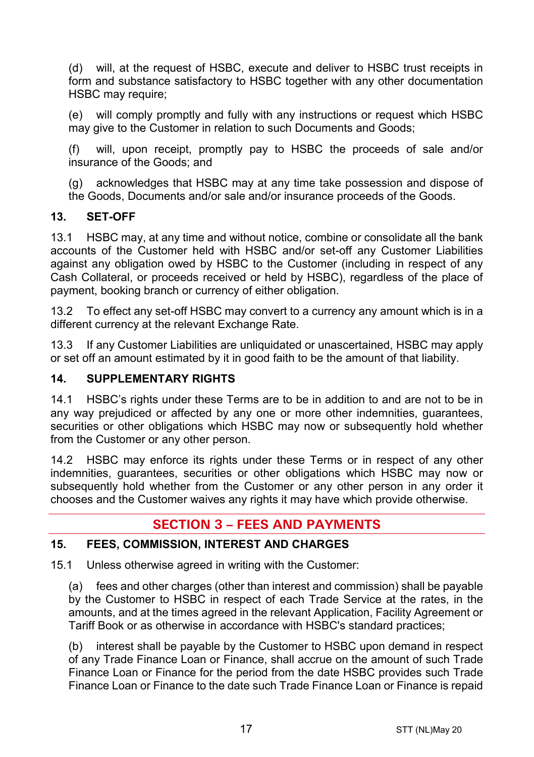(d) will, at the request of HSBC, execute and deliver to HSBC trust receipts in form and substance satisfactory to HSBC together with any other documentation HSBC may require;

(e) will comply promptly and fully with any instructions or request which HSBC may give to the Customer in relation to such Documents and Goods;

(f) will, upon receipt, promptly pay to HSBC the proceeds of sale and/or insurance of the Goods; and

(g) acknowledges that HSBC may at any time take possession and dispose of the Goods, Documents and/or sale and/or insurance proceeds of the Goods.

### 13. SET-OFF

13.1 HSBC may, at any time and without notice, combine or consolidate all the bank accounts of the Customer held with HSBC and/or set-off any Customer Liabilities against any obligation owed by HSBC to the Customer (including in respect of any Cash Collateral, or proceeds received or held by HSBC), regardless of the place of payment, booking branch or currency of either obligation.

13.2 To effect any set-off HSBC may convert to a currency any amount which is in a different currency at the relevant Exchange Rate.

13.3 If any Customer Liabilities are unliquidated or unascertained, HSBC may apply or set off an amount estimated by it in good faith to be the amount of that liability.

### 14. SUPPLEMENTARY RIGHTS

14.1 HSBC's rights under these Terms are to be in addition to and are not to be in any way prejudiced or affected by any one or more other indemnities, guarantees, securities or other obligations which HSBC may now or subsequently hold whether from the Customer or any other person.

14.2 HSBC may enforce its rights under these Terms or in respect of any other indemnities, guarantees, securities or other obligations which HSBC may now or subsequently hold whether from the Customer or any other person in any order it chooses and the Customer waives any rights it may have which provide otherwise.

## SECTION 3 – FEES AND PAYMENTS

### 15. FEES, COMMISSION, INTEREST AND CHARGES

15.1 Unless otherwise agreed in writing with the Customer:

(a) fees and other charges (other than interest and commission) shall be payable by the Customer to HSBC in respect of each Trade Service at the rates, in the amounts, and at the times agreed in the relevant Application, Facility Agreement or Tariff Book or as otherwise in accordance with HSBC's standard practices;

(b) interest shall be payable by the Customer to HSBC upon demand in respect of any Trade Finance Loan or Finance, shall accrue on the amount of such Trade Finance Loan or Finance for the period from the date HSBC provides such Trade Finance Loan or Finance to the date such Trade Finance Loan or Finance is repaid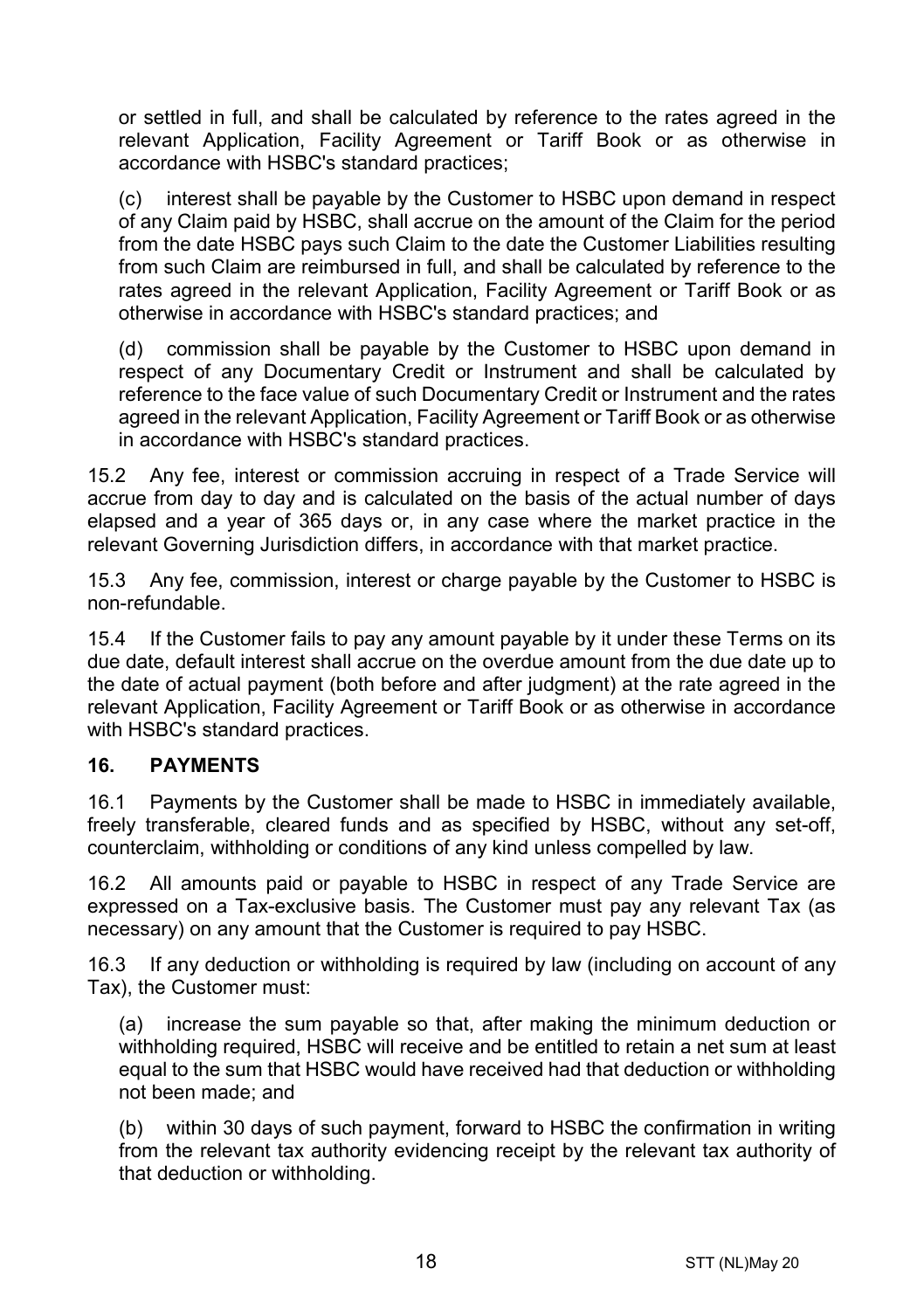or settled in full, and shall be calculated by reference to the rates agreed in the relevant Application, Facility Agreement or Tariff Book or as otherwise in accordance with HSBC's standard practices;

(c) interest shall be payable by the Customer to HSBC upon demand in respect of any Claim paid by HSBC, shall accrue on the amount of the Claim for the period from the date HSBC pays such Claim to the date the Customer Liabilities resulting from such Claim are reimbursed in full, and shall be calculated by reference to the rates agreed in the relevant Application, Facility Agreement or Tariff Book or as otherwise in accordance with HSBC's standard practices; and

(d) commission shall be payable by the Customer to HSBC upon demand in respect of any Documentary Credit or Instrument and shall be calculated by reference to the face value of such Documentary Credit or Instrument and the rates agreed in the relevant Application, Facility Agreement or Tariff Book or as otherwise in accordance with HSBC's standard practices.

15.2 Any fee, interest or commission accruing in respect of a Trade Service will accrue from day to day and is calculated on the basis of the actual number of days elapsed and a year of 365 days or, in any case where the market practice in the relevant Governing Jurisdiction differs, in accordance with that market practice.

15.3 Any fee, commission, interest or charge payable by the Customer to HSBC is non-refundable.

15.4 If the Customer fails to pay any amount payable by it under these Terms on its due date, default interest shall accrue on the overdue amount from the due date up to the date of actual payment (both before and after judgment) at the rate agreed in the relevant Application, Facility Agreement or Tariff Book or as otherwise in accordance with HSBC's standard practices.

## 16. PAYMENTS

16.1 Payments by the Customer shall be made to HSBC in immediately available, freely transferable, cleared funds and as specified by HSBC, without any set-off, counterclaim, withholding or conditions of any kind unless compelled by law.

16.2 All amounts paid or payable to HSBC in respect of any Trade Service are expressed on a Tax-exclusive basis. The Customer must pay any relevant Tax (as necessary) on any amount that the Customer is required to pay HSBC.

16.3 If any deduction or withholding is required by law (including on account of any Tax), the Customer must:

(a) increase the sum payable so that, after making the minimum deduction or withholding required, HSBC will receive and be entitled to retain a net sum at least equal to the sum that HSBC would have received had that deduction or withholding not been made; and

(b) within 30 days of such payment, forward to HSBC the confirmation in writing from the relevant tax authority evidencing receipt by the relevant tax authority of that deduction or withholding.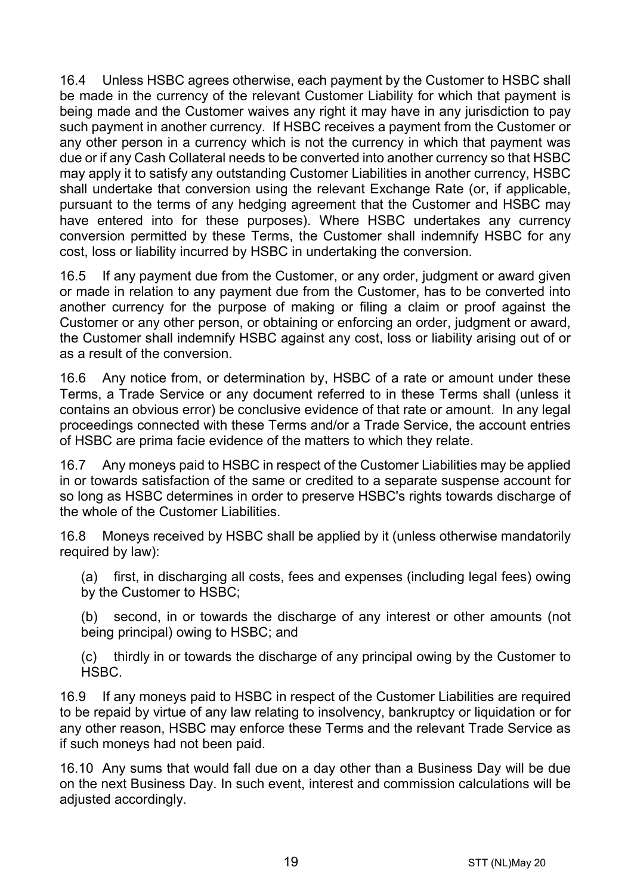16.4 Unless HSBC agrees otherwise, each payment by the Customer to HSBC shall be made in the currency of the relevant Customer Liability for which that payment is being made and the Customer waives any right it may have in any jurisdiction to pay such payment in another currency. If HSBC receives a payment from the Customer or any other person in a currency which is not the currency in which that payment was due or if any Cash Collateral needs to be converted into another currency so that HSBC may apply it to satisfy any outstanding Customer Liabilities in another currency, HSBC shall undertake that conversion using the relevant Exchange Rate (or, if applicable, pursuant to the terms of any hedging agreement that the Customer and HSBC may have entered into for these purposes). Where HSBC undertakes any currency conversion permitted by these Terms, the Customer shall indemnify HSBC for any cost, loss or liability incurred by HSBC in undertaking the conversion.

16.5 If any payment due from the Customer, or any order, judgment or award given or made in relation to any payment due from the Customer, has to be converted into another currency for the purpose of making or filing a claim or proof against the Customer or any other person, or obtaining or enforcing an order, judgment or award, the Customer shall indemnify HSBC against any cost, loss or liability arising out of or as a result of the conversion.

16.6 Any notice from, or determination by, HSBC of a rate or amount under these Terms, a Trade Service or any document referred to in these Terms shall (unless it contains an obvious error) be conclusive evidence of that rate or amount. In any legal proceedings connected with these Terms and/or a Trade Service, the account entries of HSBC are prima facie evidence of the matters to which they relate.

16.7 Any moneys paid to HSBC in respect of the Customer Liabilities may be applied in or towards satisfaction of the same or credited to a separate suspense account for so long as HSBC determines in order to preserve HSBC's rights towards discharge of the whole of the Customer Liabilities.

16.8 Moneys received by HSBC shall be applied by it (unless otherwise mandatorily required by law):

(a) first, in discharging all costs, fees and expenses (including legal fees) owing by the Customer to HSBC;

(b) second, in or towards the discharge of any interest or other amounts (not being principal) owing to HSBC; and

(c) thirdly in or towards the discharge of any principal owing by the Customer to HSBC.

16.9 If any moneys paid to HSBC in respect of the Customer Liabilities are required to be repaid by virtue of any law relating to insolvency, bankruptcy or liquidation or for any other reason, HSBC may enforce these Terms and the relevant Trade Service as if such moneys had not been paid.

16.10 Any sums that would fall due on a day other than a Business Day will be due on the next Business Day. In such event, interest and commission calculations will be adjusted accordingly.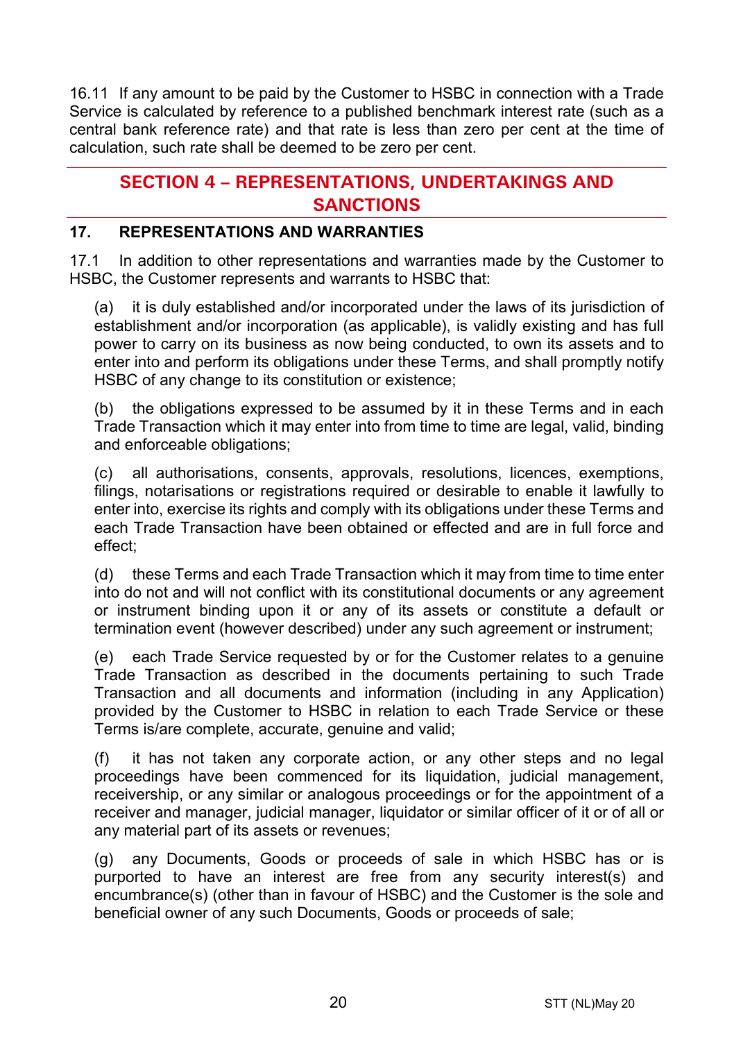16.11 If any amount to be paid by the Customer to HSBC in connection with a Trade Service is calculated by reference to a published benchmark interest rate (such as a central bank reference rate) and that rate is less than zero per cent at the time of calculation, such rate shall be deemed to be zero per cent.

## SECTION 4 – REPRESENTATIONS, UNDERTAKINGS AND SANCTIONS

### 17. REPRESENTATIONS AND WARRANTIES

17.1 In addition to other representations and warranties made by the Customer to HSBC, the Customer represents and warrants to HSBC that:

(a) it is duly established and/or incorporated under the laws of its jurisdiction of establishment and/or incorporation (as applicable), is validly existing and has full power to carry on its business as now being conducted, to own its assets and to enter into and perform its obligations under these Terms, and shall promptly notify HSBC of any change to its constitution or existence;

(b) the obligations expressed to be assumed by it in these Terms and in each Trade Transaction which it may enter into from time to time are legal, valid, binding and enforceable obligations;

(c) all authorisations, consents, approvals, resolutions, licences, exemptions, filings, notarisations or registrations required or desirable to enable it lawfully to enter into, exercise its rights and comply with its obligations under these Terms and each Trade Transaction have been obtained or effected and are in full force and effect;

(d) these Terms and each Trade Transaction which it may from time to time enter into do not and will not conflict with its constitutional documents or any agreement or instrument binding upon it or any of its assets or constitute a default or termination event (however described) under any such agreement or instrument;

(e) each Trade Service requested by or for the Customer relates to a genuine Trade Transaction as described in the documents pertaining to such Trade Transaction and all documents and information (including in any Application) provided by the Customer to HSBC in relation to each Trade Service or these Terms is/are complete, accurate, genuine and valid;

(f) it has not taken any corporate action, or any other steps and no legal proceedings have been commenced for its liquidation, judicial management, receivership, or any similar or analogous proceedings or for the appointment of a receiver and manager, judicial manager, liquidator or similar officer of it or of all or any material part of its assets or revenues;

(g) any Documents, Goods or proceeds of sale in which HSBC has or is purported to have an interest are free from any security interest(s) and encumbrance(s) (other than in favour of HSBC) and the Customer is the sole and beneficial owner of any such Documents, Goods or proceeds of sale;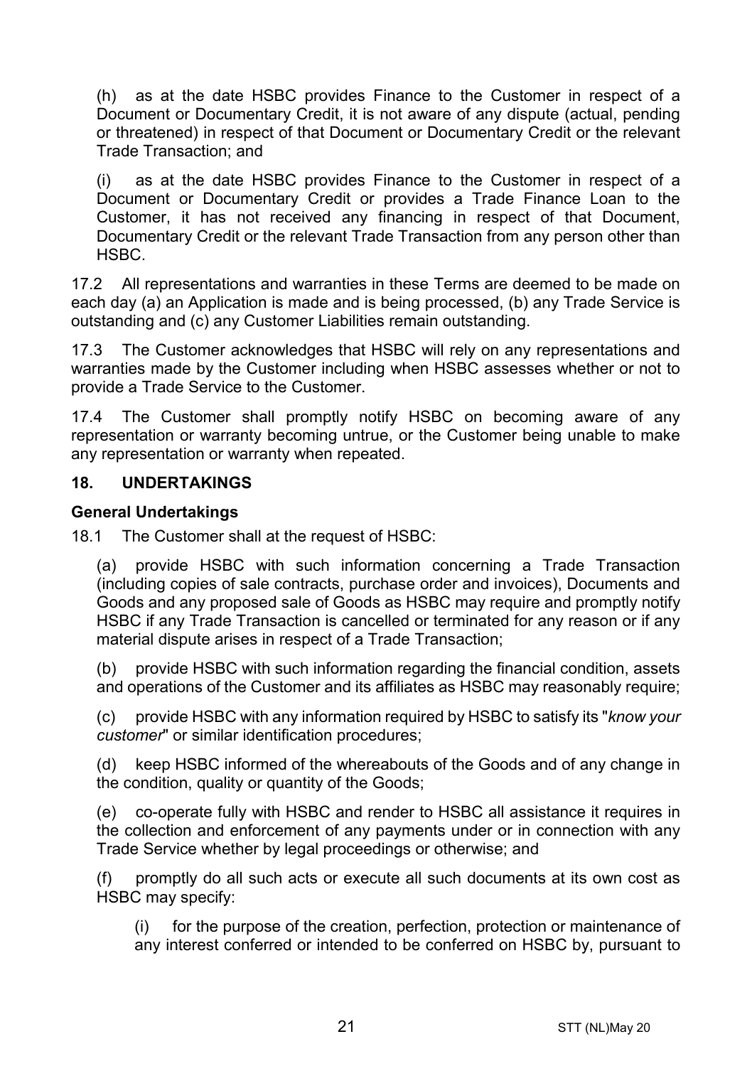(h) as at the date HSBC provides Finance to the Customer in respect of a Document or Documentary Credit, it is not aware of any dispute (actual, pending or threatened) in respect of that Document or Documentary Credit or the relevant Trade Transaction; and

(i) as at the date HSBC provides Finance to the Customer in respect of a Document or Documentary Credit or provides a Trade Finance Loan to the Customer, it has not received any financing in respect of that Document, Documentary Credit or the relevant Trade Transaction from any person other than HSBC.

17.2 All representations and warranties in these Terms are deemed to be made on each day (a) an Application is made and is being processed, (b) any Trade Service is outstanding and (c) any Customer Liabilities remain outstanding.

17.3 The Customer acknowledges that HSBC will rely on any representations and warranties made by the Customer including when HSBC assesses whether or not to provide a Trade Service to the Customer.

17.4 The Customer shall promptly notify HSBC on becoming aware of any representation or warranty becoming untrue, or the Customer being unable to make any representation or warranty when repeated.

## 18. UNDERTAKINGS

**General Undertakings**

18.1 The Customer shall at the request of HSBC:

(a) provide HSBC with such information concerning a Trade Transaction (including copies of sale contracts, purchase order and invoices), Documents and Goods and any proposed sale of Goods as HSBC may require and promptly notify HSBC if any Trade Transaction is cancelled or terminated for any reason or if any material dispute arises in respect of a Trade Transaction;

(b) provide HSBC with such information regarding the financial condition, assets and operations of the Customer and its affiliates as HSBC may reasonably require;

(c) provide HSBC with any information required by HSBC to satisfy its "*know your customer*" or similar identification procedures;

(d) keep HSBC informed of the whereabouts of the Goods and of any change in the condition, quality or quantity of the Goods;

(e) co-operate fully with HSBC and render to HSBC all assistance it requires in the collection and enforcement of any payments under or in connection with any Trade Service whether by legal proceedings or otherwise; and

(f) promptly do all such acts or execute all such documents at its own cost as HSBC may specify:

(i) for the purpose of the creation, perfection, protection or maintenance of any interest conferred or intended to be conferred on HSBC by, pursuant to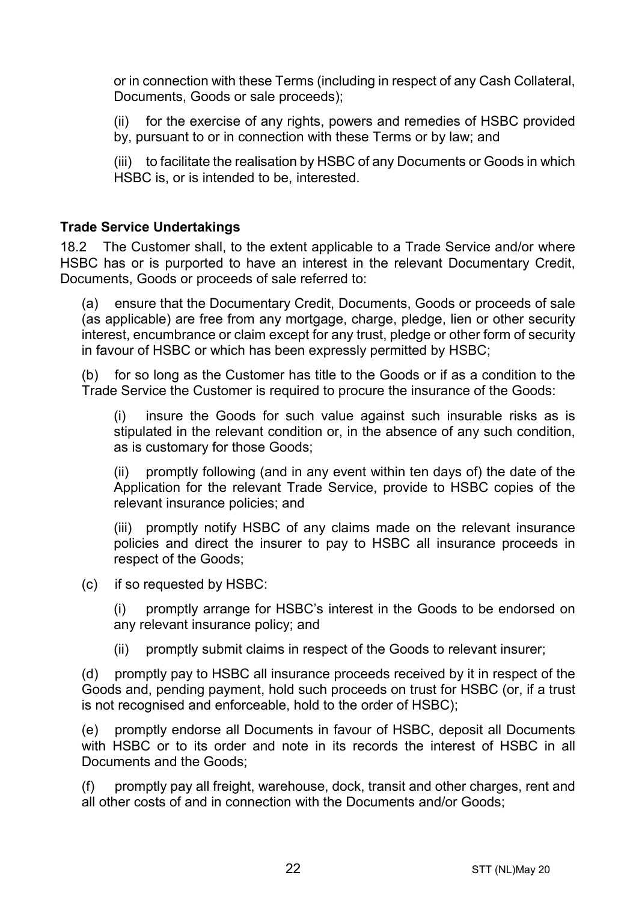or in connection with these Terms (including in respect of any Cash Collateral, Documents, Goods or sale proceeds);

(ii) for the exercise of any rights, powers and remedies of HSBC provided by, pursuant to or in connection with these Terms or by law; and

(iii) to facilitate the realisation by HSBC of any Documents or Goods in which HSBC is, or is intended to be, interested.

**Trade Service Undertakings**

18.2 The Customer shall, to the extent applicable to a Trade Service and/or where HSBC has or is purported to have an interest in the relevant Documentary Credit, Documents, Goods or proceeds of sale referred to:

(a) ensure that the Documentary Credit, Documents, Goods or proceeds of sale (as applicable) are free from any mortgage, charge, pledge, lien or other security interest, encumbrance or claim except for any trust, pledge or other form of security in favour of HSBC or which has been expressly permitted by HSBC;

(b) for so long as the Customer has title to the Goods or if as a condition to the Trade Service the Customer is required to procure the insurance of the Goods:

(i) insure the Goods for such value against such insurable risks as is stipulated in the relevant condition or, in the absence of any such condition, as is customary for those Goods;

(ii) promptly following (and in any event within ten days of) the date of the Application for the relevant Trade Service, provide to HSBC copies of the relevant insurance policies; and

(iii) promptly notify HSBC of any claims made on the relevant insurance policies and direct the insurer to pay to HSBC all insurance proceeds in respect of the Goods;

(c) if so requested by HSBC:

(i) promptly arrange for HSBC's interest in the Goods to be endorsed on any relevant insurance policy; and

(ii) promptly submit claims in respect of the Goods to relevant insurer;

(d) promptly pay to HSBC all insurance proceeds received by it in respect of the Goods and, pending payment, hold such proceeds on trust for HSBC (or, if a trust is not recognised and enforceable, hold to the order of HSBC);

(e) promptly endorse all Documents in favour of HSBC, deposit all Documents with HSBC or to its order and note in its records the interest of HSBC in all Documents and the Goods;

(f) promptly pay all freight, warehouse, dock, transit and other charges, rent and all other costs of and in connection with the Documents and/or Goods;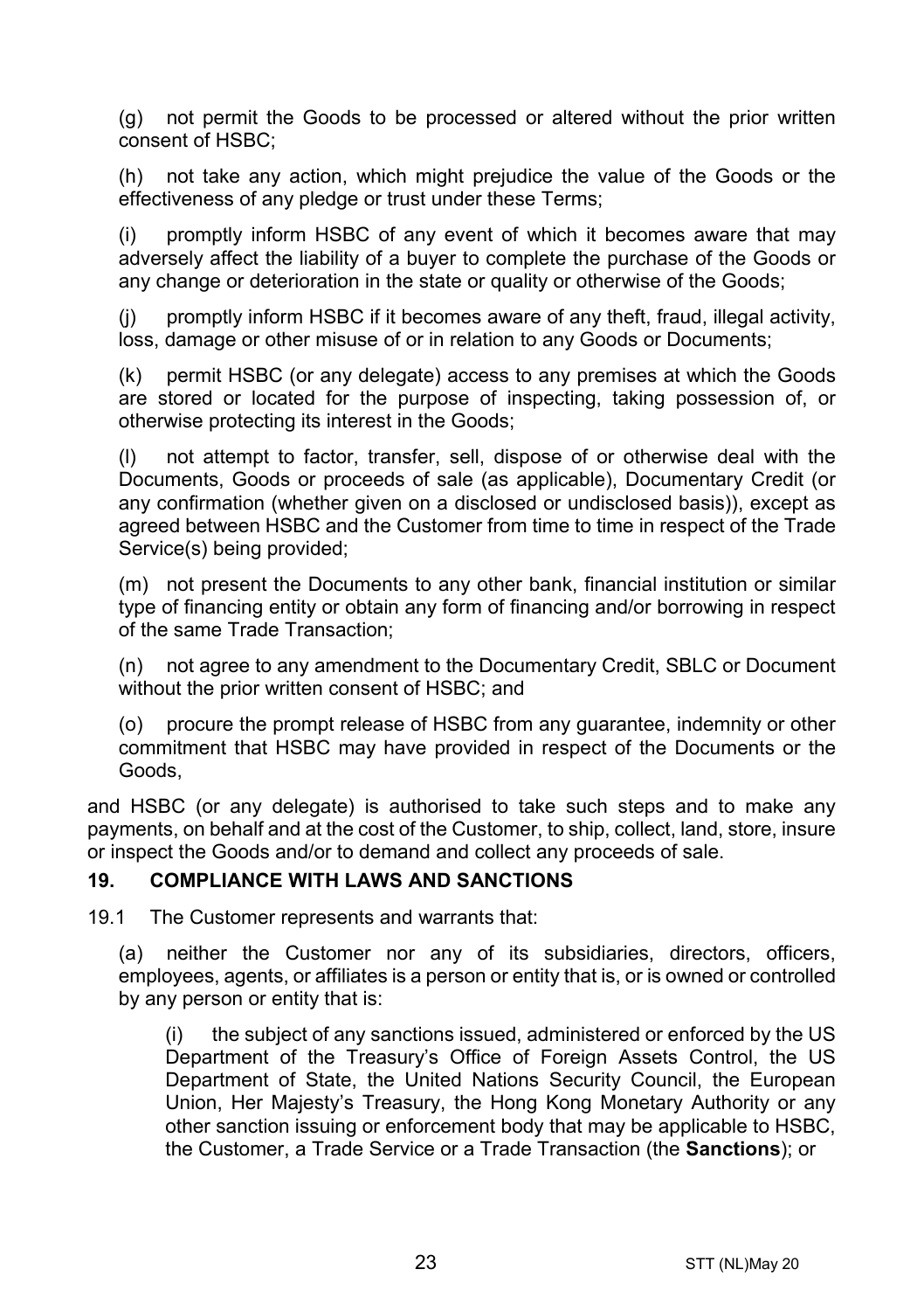(g) not permit the Goods to be processed or altered without the prior written consent of HSBC;

(h) not take any action, which might prejudice the value of the Goods or the effectiveness of any pledge or trust under these Terms;

(i) promptly inform HSBC of any event of which it becomes aware that may adversely affect the liability of a buyer to complete the purchase of the Goods or any change or deterioration in the state or quality or otherwise of the Goods;

(j) promptly inform HSBC if it becomes aware of any theft, fraud, illegal activity, loss, damage or other misuse of or in relation to any Goods or Documents;

(k) permit HSBC (or any delegate) access to any premises at which the Goods are stored or located for the purpose of inspecting, taking possession of, or otherwise protecting its interest in the Goods;

(l) not attempt to factor, transfer, sell, dispose of or otherwise deal with the Documents, Goods or proceeds of sale (as applicable), Documentary Credit (or any confirmation (whether given on a disclosed or undisclosed basis)), except as agreed between HSBC and the Customer from time to time in respect of the Trade Service(s) being provided;

(m) not present the Documents to any other bank, financial institution or similar type of financing entity or obtain any form of financing and/or borrowing in respect of the same Trade Transaction;

(n) not agree to any amendment to the Documentary Credit, SBLC or Document without the prior written consent of HSBC; and

(o) procure the prompt release of HSBC from any guarantee, indemnity or other commitment that HSBC may have provided in respect of the Documents or the Goods,

and HSBC (or any delegate) is authorised to take such steps and to make any payments, on behalf and at the cost of the Customer, to ship, collect, land, store, insure or inspect the Goods and/or to demand and collect any proceeds of sale.

## 19. COMPLIANCE WITH LAWS AND SANCTIONS

19.1 The Customer represents and warrants that:

(a) neither the Customer nor any of its subsidiaries, directors, officers, employees, agents, or affiliates is a person or entity that is, or is owned or controlled by any person or entity that is:

(i) the subject of any sanctions issued, administered or enforced by the US Department of the Treasury's Office of Foreign Assets Control, the US Department of State, the United Nations Security Council, the European Union, Her Majesty's Treasury, the Hong Kong Monetary Authority or any other sanction issuing or enforcement body that may be applicable to HSBC, the Customer, a Trade Service or a Trade Transaction (the **Sanctions**); or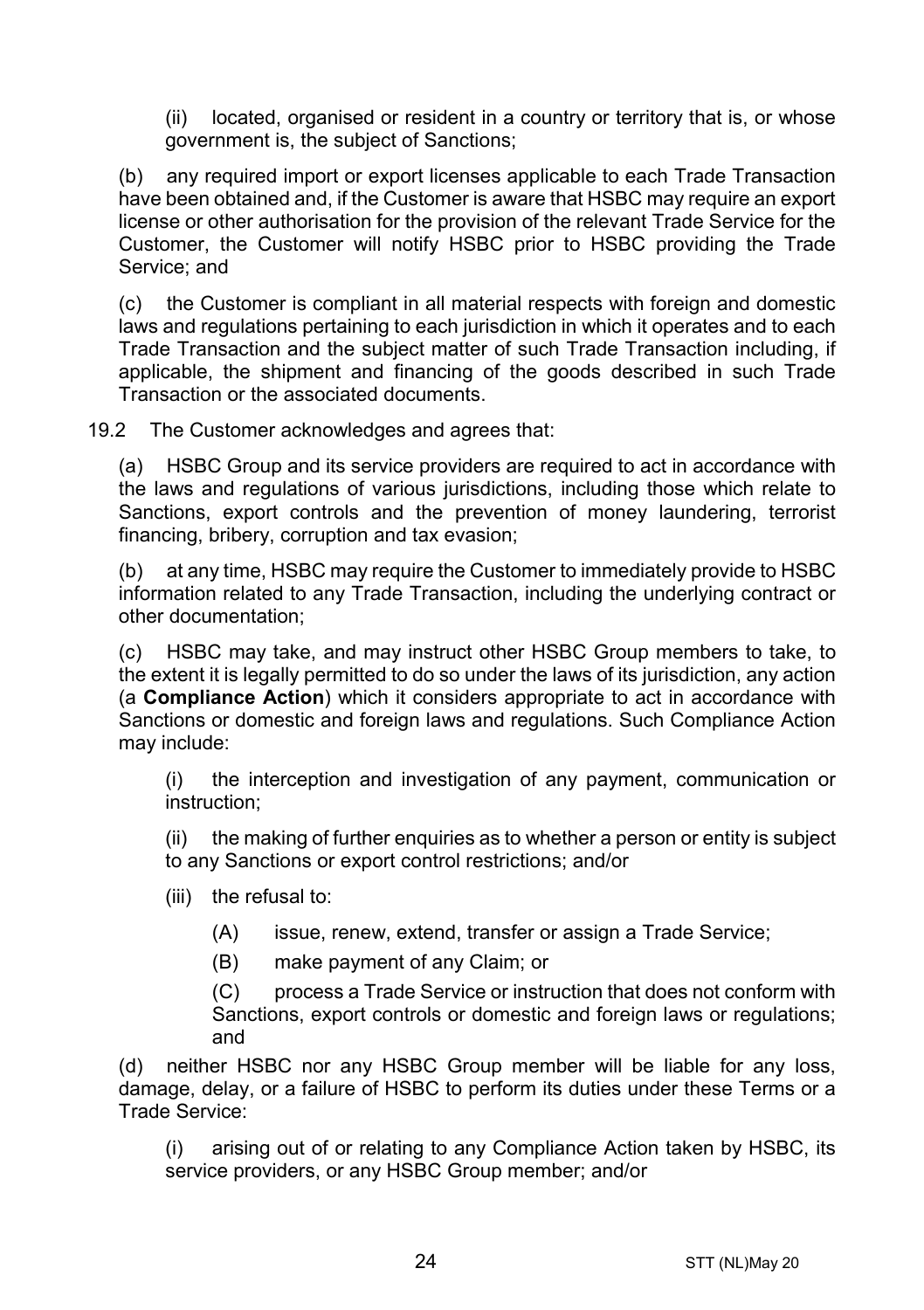(ii) located, organised or resident in a country or territory that is, or whose government is, the subject of Sanctions;

(b) any required import or export licenses applicable to each Trade Transaction have been obtained and, if the Customer is aware that HSBC may require an export license or other authorisation for the provision of the relevant Trade Service for the Customer, the Customer will notify HSBC prior to HSBC providing the Trade Service; and

(c) the Customer is compliant in all material respects with foreign and domestic laws and regulations pertaining to each jurisdiction in which it operates and to each Trade Transaction and the subject matter of such Trade Transaction including, if applicable, the shipment and financing of the goods described in such Trade Transaction or the associated documents.

19.2 The Customer acknowledges and agrees that:

(a) HSBC Group and its service providers are required to act in accordance with the laws and regulations of various jurisdictions, including those which relate to Sanctions, export controls and the prevention of money laundering, terrorist financing, bribery, corruption and tax evasion;

(b) at any time, HSBC may require the Customer to immediately provide to HSBC information related to any Trade Transaction, including the underlying contract or other documentation;

(c) HSBC may take, and may instruct other HSBC Group members to take, to the extent it is legally permitted to do so under the laws of its jurisdiction, any action (a **Compliance Action**) which it considers appropriate to act in accordance with Sanctions or domestic and foreign laws and regulations. Such Compliance Action may include:

(i) the interception and investigation of any payment, communication or instruction;

(ii) the making of further enquiries as to whether a person or entity is subject to any Sanctions or export control restrictions; and/or

(iii) the refusal to:

(A) issue, renew, extend, transfer or assign a Trade Service;

(B) make payment of any Claim; or

(C) process a Trade Service or instruction that does not conform with Sanctions, export controls or domestic and foreign laws or regulations; and

(d) neither HSBC nor any HSBC Group member will be liable for any loss, damage, delay, or a failure of HSBC to perform its duties under these Terms or a Trade Service:

(i) arising out of or relating to any Compliance Action taken by HSBC, its service providers, or any HSBC Group member; and/or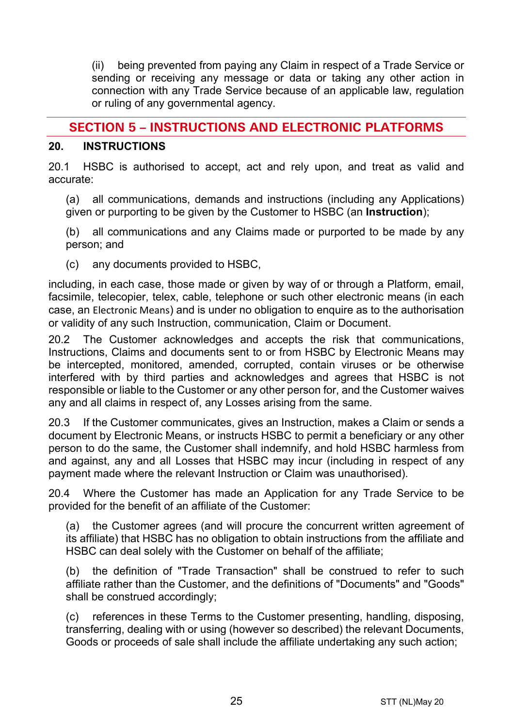(ii) being prevented from paying any Claim in respect of a Trade Service or sending or receiving any message or data or taking any other action in connection with any Trade Service because of an applicable law, regulation or ruling of any governmental agency.

## SECTION 5 – INSTRUCTIONS AND ELECTRONIC PLATFORMS

### 20. INSTRUCTIONS

20.1 HSBC is authorised to accept, act and rely upon, and treat as valid and accurate:

(a) all communications, demands and instructions (including any Applications) given or purporting to be given by the Customer to HSBC (an **Instruction**);

(b) all communications and any Claims made or purported to be made by any person; and

(c) any documents provided to HSBC,

including, in each case, those made or given by way of or through a Platform, email, facsimile, telecopier, telex, cable, telephone or such other electronic means (in each case, an Electronic Means) and is under no obligation to enquire as to the authorisation or validity of any such Instruction, communication, Claim or Document.

20.2 The Customer acknowledges and accepts the risk that communications, Instructions, Claims and documents sent to or from HSBC by Electronic Means may be intercepted, monitored, amended, corrupted, contain viruses or be otherwise interfered with by third parties and acknowledges and agrees that HSBC is not responsible or liable to the Customer or any other person for, and the Customer waives any and all claims in respect of, any Losses arising from the same.

20.3 If the Customer communicates, gives an Instruction, makes a Claim or sends a document by Electronic Means, or instructs HSBC to permit a beneficiary or any other person to do the same, the Customer shall indemnify, and hold HSBC harmless from and against, any and all Losses that HSBC may incur (including in respect of any payment made where the relevant Instruction or Claim was unauthorised).

20.4 Where the Customer has made an Application for any Trade Service to be provided for the benefit of an affiliate of the Customer:

(a) the Customer agrees (and will procure the concurrent written agreement of its affiliate) that HSBC has no obligation to obtain instructions from the affiliate and HSBC can deal solely with the Customer on behalf of the affiliate;

(b) the definition of "Trade Transaction" shall be construed to refer to such affiliate rather than the Customer, and the definitions of "Documents" and "Goods" shall be construed accordingly;

(c) references in these Terms to the Customer presenting, handling, disposing, transferring, dealing with or using (however so described) the relevant Documents, Goods or proceeds of sale shall include the affiliate undertaking any such action;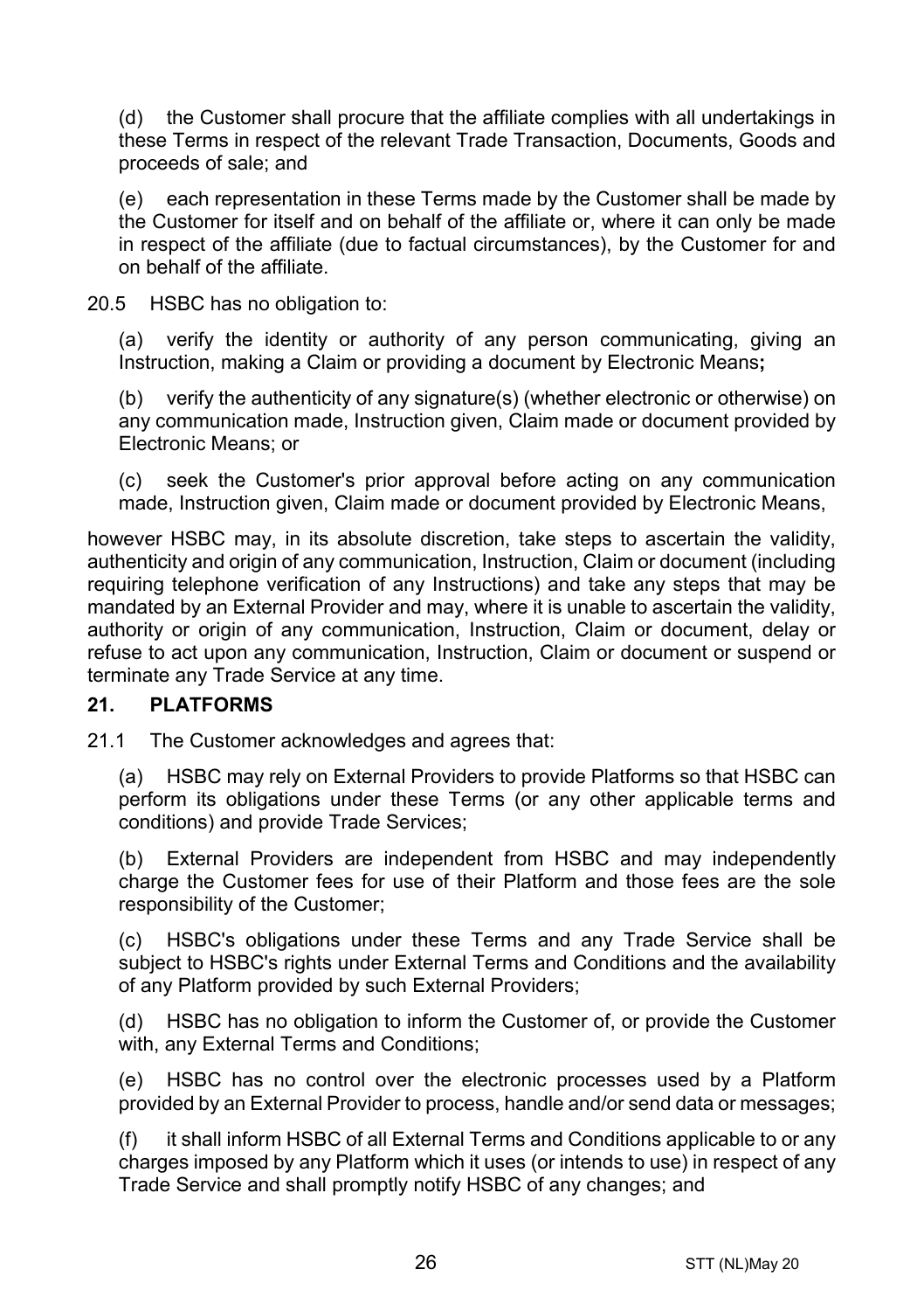(d) the Customer shall procure that the affiliate complies with all undertakings in these Terms in respect of the relevant Trade Transaction, Documents, Goods and proceeds of sale; and

(e) each representation in these Terms made by the Customer shall be made by the Customer for itself and on behalf of the affiliate or, where it can only be made in respect of the affiliate (due to factual circumstances), by the Customer for and on behalf of the affiliate.

20.5 HSBC has no obligation to:

(a) verify the identity or authority of any person communicating, giving an Instruction, making a Claim or providing a document by Electronic Means**;**

(b) verify the authenticity of any signature(s) (whether electronic or otherwise) on any communication made, Instruction given, Claim made or document provided by Electronic Means; or

(c) seek the Customer's prior approval before acting on any communication made, Instruction given, Claim made or document provided by Electronic Means,

however HSBC may, in its absolute discretion, take steps to ascertain the validity, authenticity and origin of any communication, Instruction, Claim or document (including requiring telephone verification of any Instructions) and take any steps that may be mandated by an External Provider and may, where it is unable to ascertain the validity, authority or origin of any communication, Instruction, Claim or document, delay or refuse to act upon any communication, Instruction, Claim or document or suspend or terminate any Trade Service at any time.

## 21. PLATFORMS

21.1 The Customer acknowledges and agrees that:

(a) HSBC may rely on External Providers to provide Platforms so that HSBC can perform its obligations under these Terms (or any other applicable terms and conditions) and provide Trade Services;

(b) External Providers are independent from HSBC and may independently charge the Customer fees for use of their Platform and those fees are the sole responsibility of the Customer;

(c) HSBC's obligations under these Terms and any Trade Service shall be subject to HSBC's rights under External Terms and Conditions and the availability of any Platform provided by such External Providers;

(d) HSBC has no obligation to inform the Customer of, or provide the Customer with, any External Terms and Conditions;

(e) HSBC has no control over the electronic processes used by a Platform provided by an External Provider to process, handle and/or send data or messages;

(f) it shall inform HSBC of all External Terms and Conditions applicable to or any charges imposed by any Platform which it uses (or intends to use) in respect of any Trade Service and shall promptly notify HSBC of any changes; and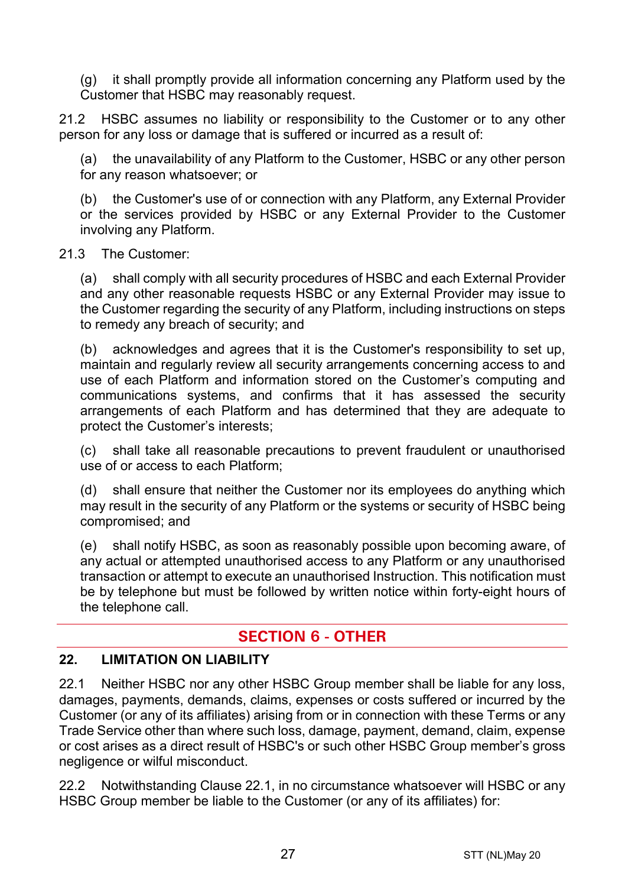(g) it shall promptly provide all information concerning any Platform used by the Customer that HSBC may reasonably request.

21.2 HSBC assumes no liability or responsibility to the Customer or to any other person for any loss or damage that is suffered or incurred as a result of:

(a) the unavailability of any Platform to the Customer, HSBC or any other person for any reason whatsoever; or

(b) the Customer's use of or connection with any Platform, any External Provider or the services provided by HSBC or any External Provider to the Customer involving any Platform.

21.3 The Customer:

(a) shall comply with all security procedures of HSBC and each External Provider and any other reasonable requests HSBC or any External Provider may issue to the Customer regarding the security of any Platform, including instructions on steps to remedy any breach of security; and

(b) acknowledges and agrees that it is the Customer's responsibility to set up, maintain and regularly review all security arrangements concerning access to and use of each Platform and information stored on the Customer's computing and communications systems, and confirms that it has assessed the security arrangements of each Platform and has determined that they are adequate to protect the Customer's interests;

(c) shall take all reasonable precautions to prevent fraudulent or unauthorised use of or access to each Platform;

(d) shall ensure that neither the Customer nor its employees do anything which may result in the security of any Platform or the systems or security of HSBC being compromised; and

(e) shall notify HSBC, as soon as reasonably possible upon becoming aware, of any actual or attempted unauthorised access to any Platform or any unauthorised transaction or attempt to execute an unauthorised Instruction. This notification must be by telephone but must be followed by written notice within forty-eight hours of the telephone call.

## SECTION 6 - OTHER

### 22. LIMITATION ON LIABILITY

22.1 Neither HSBC nor any other HSBC Group member shall be liable for any loss, damages, payments, demands, claims, expenses or costs suffered or incurred by the Customer (or any of its affiliates) arising from or in connection with these Terms or any Trade Service other than where such loss, damage, payment, demand, claim, expense or cost arises as a direct result of HSBC's or such other HSBC Group member's gross negligence or wilful misconduct.

22.2 Notwithstanding Clause 22.1, in no circumstance whatsoever will HSBC or any HSBC Group member be liable to the Customer (or any of its affiliates) for: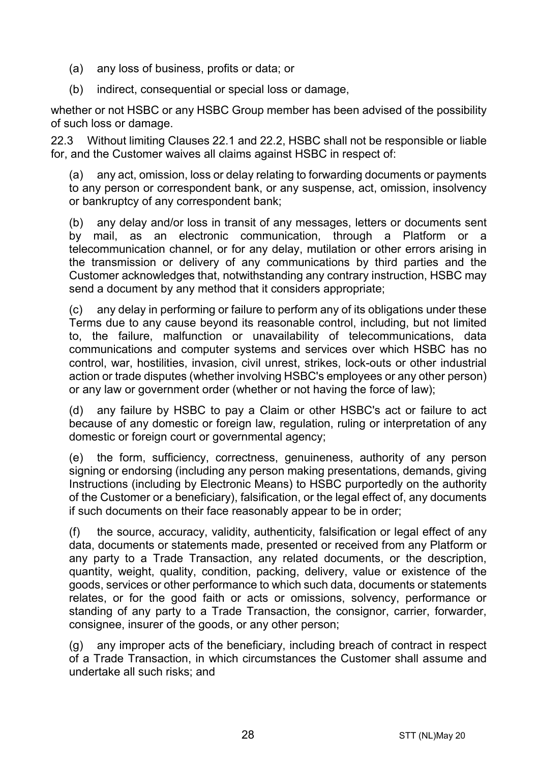(a) any loss of business, profits or data; or

(b) indirect, consequential or special loss or damage,

whether or not HSBC or any HSBC Group member has been advised of the possibility of such loss or damage.

22.3 Without limiting Clauses 22.1 and 22.2, HSBC shall not be responsible or liable for, and the Customer waives all claims against HSBC in respect of:

(a) any act, omission, loss or delay relating to forwarding documents or payments to any person or correspondent bank, or any suspense, act, omission, insolvency or bankruptcy of any correspondent bank;

(b) any delay and/or loss in transit of any messages, letters or documents sent by mail, as an electronic communication, through a Platform or a telecommunication channel, or for any delay, mutilation or other errors arising in the transmission or delivery of any communications by third parties and the Customer acknowledges that, notwithstanding any contrary instruction, HSBC may send a document by any method that it considers appropriate;

(c) any delay in performing or failure to perform any of its obligations under these Terms due to any cause beyond its reasonable control, including, but not limited to, the failure, malfunction or unavailability of telecommunications, data communications and computer systems and services over which HSBC has no control, war, hostilities, invasion, civil unrest, strikes, lock-outs or other industrial action or trade disputes (whether involving HSBC's employees or any other person) or any law or government order (whether or not having the force of law);

(d) any failure by HSBC to pay a Claim or other HSBC's act or failure to act because of any domestic or foreign law, regulation, ruling or interpretation of any domestic or foreign court or governmental agency;

(e) the form, sufficiency, correctness, genuineness, authority of any person signing or endorsing (including any person making presentations, demands, giving Instructions (including by Electronic Means) to HSBC purportedly on the authority of the Customer or a beneficiary), falsification, or the legal effect of, any documents if such documents on their face reasonably appear to be in order;

(f) the source, accuracy, validity, authenticity, falsification or legal effect of any data, documents or statements made, presented or received from any Platform or any party to a Trade Transaction, any related documents, or the description, quantity, weight, quality, condition, packing, delivery, value or existence of the goods, services or other performance to which such data, documents or statements relates, or for the good faith or acts or omissions, solvency, performance or standing of any party to a Trade Transaction, the consignor, carrier, forwarder, consignee, insurer of the goods, or any other person;

(g) any improper acts of the beneficiary, including breach of contract in respect of a Trade Transaction, in which circumstances the Customer shall assume and undertake all such risks; and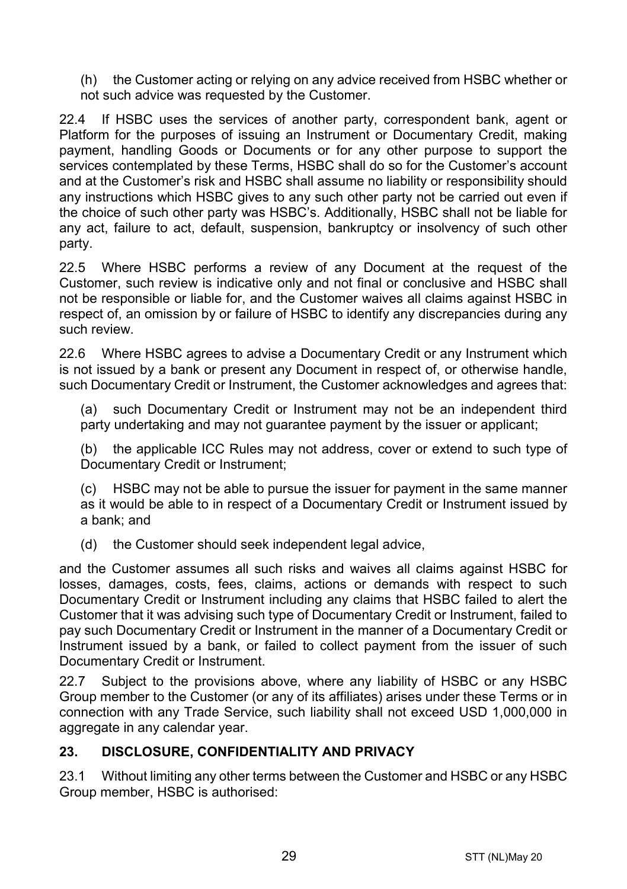(h) the Customer acting or relying on any advice received from HSBC whether or not such advice was requested by the Customer.

22.4 If HSBC uses the services of another party, correspondent bank, agent or Platform for the purposes of issuing an Instrument or Documentary Credit, making payment, handling Goods or Documents or for any other purpose to support the services contemplated by these Terms, HSBC shall do so for the Customer's account and at the Customer's risk and HSBC shall assume no liability or responsibility should any instructions which HSBC gives to any such other party not be carried out even if the choice of such other party was HSBC's. Additionally, HSBC shall not be liable for any act, failure to act, default, suspension, bankruptcy or insolvency of such other party.

22.5 Where HSBC performs a review of any Document at the request of the Customer, such review is indicative only and not final or conclusive and HSBC shall not be responsible or liable for, and the Customer waives all claims against HSBC in respect of, an omission by or failure of HSBC to identify any discrepancies during any such review.

22.6 Where HSBC agrees to advise a Documentary Credit or any Instrument which is not issued by a bank or present any Document in respect of, or otherwise handle, such Documentary Credit or Instrument, the Customer acknowledges and agrees that:

(a) such Documentary Credit or Instrument may not be an independent third party undertaking and may not guarantee payment by the issuer or applicant;

(b) the applicable ICC Rules may not address, cover or extend to such type of Documentary Credit or Instrument;

(c) HSBC may not be able to pursue the issuer for payment in the same manner as it would be able to in respect of a Documentary Credit or Instrument issued by a bank; and

(d) the Customer should seek independent legal advice,

and the Customer assumes all such risks and waives all claims against HSBC for losses, damages, costs, fees, claims, actions or demands with respect to such Documentary Credit or Instrument including any claims that HSBC failed to alert the Customer that it was advising such type of Documentary Credit or Instrument, failed to pay such Documentary Credit or Instrument in the manner of a Documentary Credit or Instrument issued by a bank, or failed to collect payment from the issuer of such Documentary Credit or Instrument.

22.7 Subject to the provisions above, where any liability of HSBC or any HSBC Group member to the Customer (or any of its affiliates) arises under these Terms or in connection with any Trade Service, such liability shall not exceed USD 1,000,000 in aggregate in any calendar year.

## 23. DISCLOSURE, CONFIDENTIALITY AND PRIVACY

23.1 Without limiting any other terms between the Customer and HSBC or any HSBC Group member, HSBC is authorised: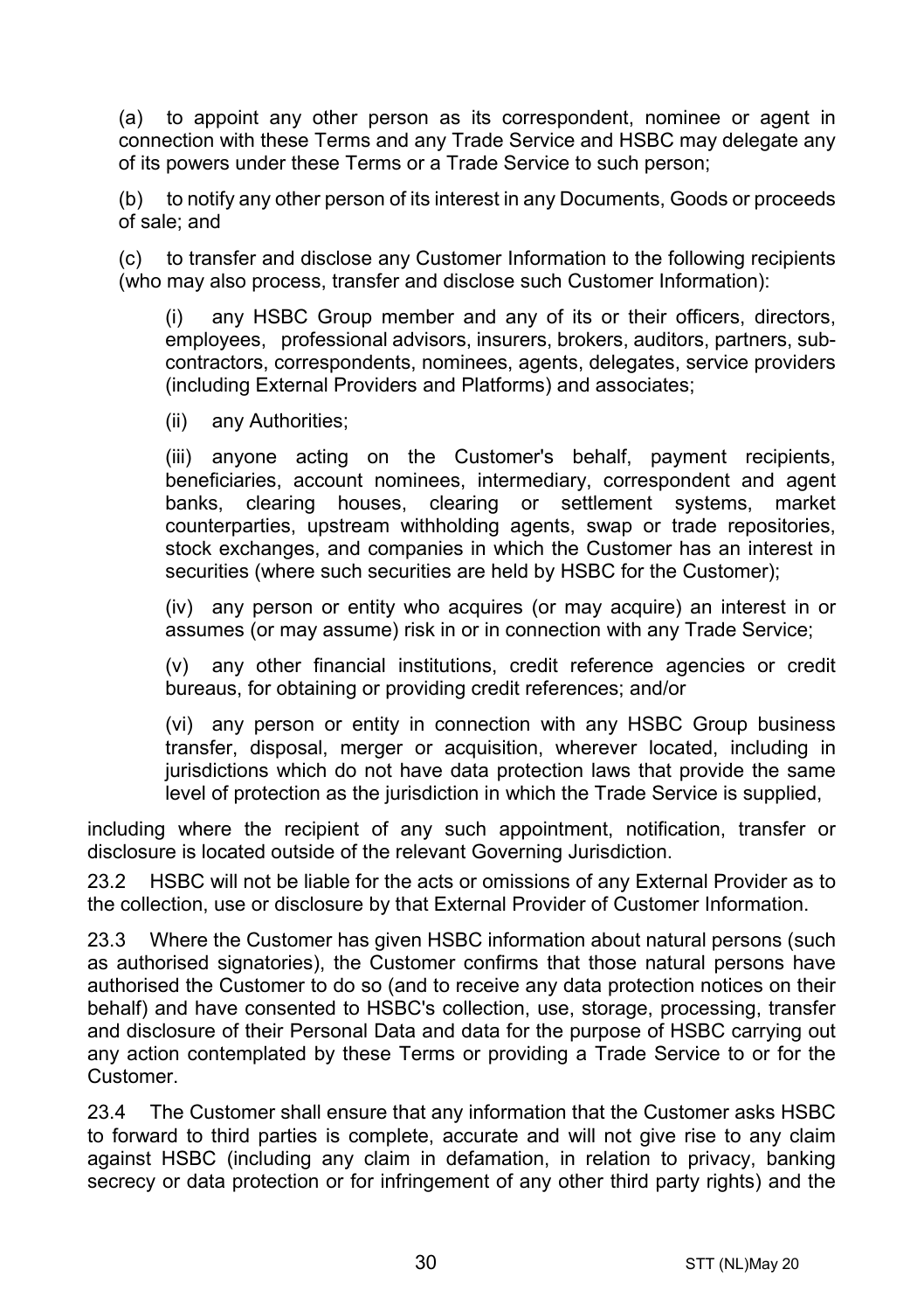(a) to appoint any other person as its correspondent, nominee or agent in connection with these Terms and any Trade Service and HSBC may delegate any of its powers under these Terms or a Trade Service to such person;

(b) to notify any other person of its interest in any Documents, Goods or proceeds of sale; and

(c) to transfer and disclose any Customer Information to the following recipients (who may also process, transfer and disclose such Customer Information):

> (i) any HSBC Group member and any of its or their officers, directors, employees, professional advisors, insurers, brokers, auditors, partners, sub-contractors, correspondents, nominees, agents, delegates, service providers (including External Providers and Platforms) and associates;
>
> (ii) any Authorities;
>
> (iii) anyone acting on the Customer's behalf, payment recipients, beneficiaries, account nominees, intermediary, correspondent and agent banks, clearing houses, clearing or settlement systems, market counterparties, upstream withholding agents, swap or trade repositories, stock exchanges, and companies in which the Customer has an interest in securities (where such securities are held by HSBC for the Customer);
>
> (iv) any person or entity who acquires (or may acquire) an interest in or assumes (or may assume) risk in or in connection with any Trade Service;
>
> (v) any other financial institutions, credit reference agencies or credit bureaus, for obtaining or providing credit references; and/or
>
> (vi) any person or entity in connection with any HSBC Group business transfer, disposal, merger or acquisition, wherever located, including in jurisdictions which do not have data protection laws that provide the same level of protection as the jurisdiction in which the Trade Service is supplied,

including where the recipient of any such appointment, notification, transfer or disclosure is located outside of the relevant Governing Jurisdiction.

23.2 HSBC will not be liable for the acts or omissions of any External Provider as to the collection, use or disclosure by that External Provider of Customer Information.

23.3 Where the Customer has given HSBC information about natural persons (such as authorised signatories), the Customer confirms that those natural persons have authorised the Customer to do so (and to receive any data protection notices on their behalf) and have consented to HSBC's collection, use, storage, processing, transfer and disclosure of their Personal Data and data for the purpose of HSBC carrying out any action contemplated by these Terms or providing a Trade Service to or for the Customer.

23.4 The Customer shall ensure that any information that the Customer asks HSBC to forward to third parties is complete, accurate and will not give rise to any claim against HSBC (including any claim in defamation, in relation to privacy, banking secrecy or data protection or for infringement of any other third party rights) and the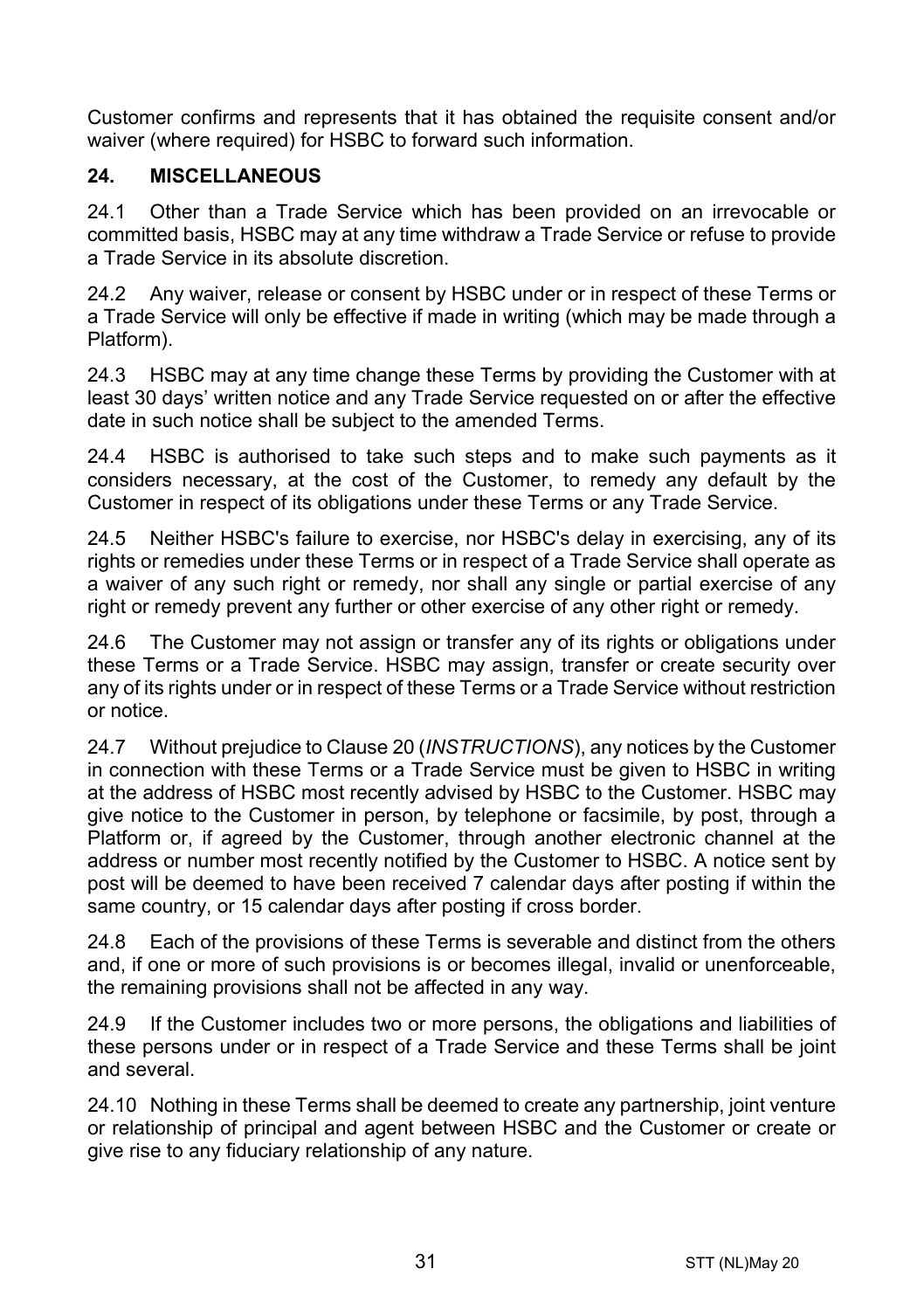Customer confirms and represents that it has obtained the requisite consent and/or waiver (where required) for HSBC to forward such information.

## 24. MISCELLANEOUS

24.1 Other than a Trade Service which has been provided on an irrevocable or committed basis, HSBC may at any time withdraw a Trade Service or refuse to provide a Trade Service in its absolute discretion.

24.2 Any waiver, release or consent by HSBC under or in respect of these Terms or a Trade Service will only be effective if made in writing (which may be made through a Platform).

24.3 HSBC may at any time change these Terms by providing the Customer with at least 30 days' written notice and any Trade Service requested on or after the effective date in such notice shall be subject to the amended Terms.

24.4 HSBC is authorised to take such steps and to make such payments as it considers necessary, at the cost of the Customer, to remedy any default by the Customer in respect of its obligations under these Terms or any Trade Service.

24.5 Neither HSBC's failure to exercise, nor HSBC's delay in exercising, any of its rights or remedies under these Terms or in respect of a Trade Service shall operate as a waiver of any such right or remedy, nor shall any single or partial exercise of any right or remedy prevent any further or other exercise of any other right or remedy.

24.6 The Customer may not assign or transfer any of its rights or obligations under these Terms or a Trade Service. HSBC may assign, transfer or create security over any of its rights under or in respect of these Terms or a Trade Service without restriction or notice.

24.7 Without prejudice to Clause 20 (*INSTRUCTIONS*), any notices by the Customer in connection with these Terms or a Trade Service must be given to HSBC in writing at the address of HSBC most recently advised by HSBC to the Customer. HSBC may give notice to the Customer in person, by telephone or facsimile, by post, through a Platform or, if agreed by the Customer, through another electronic channel at the address or number most recently notified by the Customer to HSBC. A notice sent by post will be deemed to have been received 7 calendar days after posting if within the same country, or 15 calendar days after posting if cross border.

24.8 Each of the provisions of these Terms is severable and distinct from the others and, if one or more of such provisions is or becomes illegal, invalid or unenforceable, the remaining provisions shall not be affected in any way.

24.9 If the Customer includes two or more persons, the obligations and liabilities of these persons under or in respect of a Trade Service and these Terms shall be joint and several.

24.10 Nothing in these Terms shall be deemed to create any partnership, joint venture or relationship of principal and agent between HSBC and the Customer or create or give rise to any fiduciary relationship of any nature.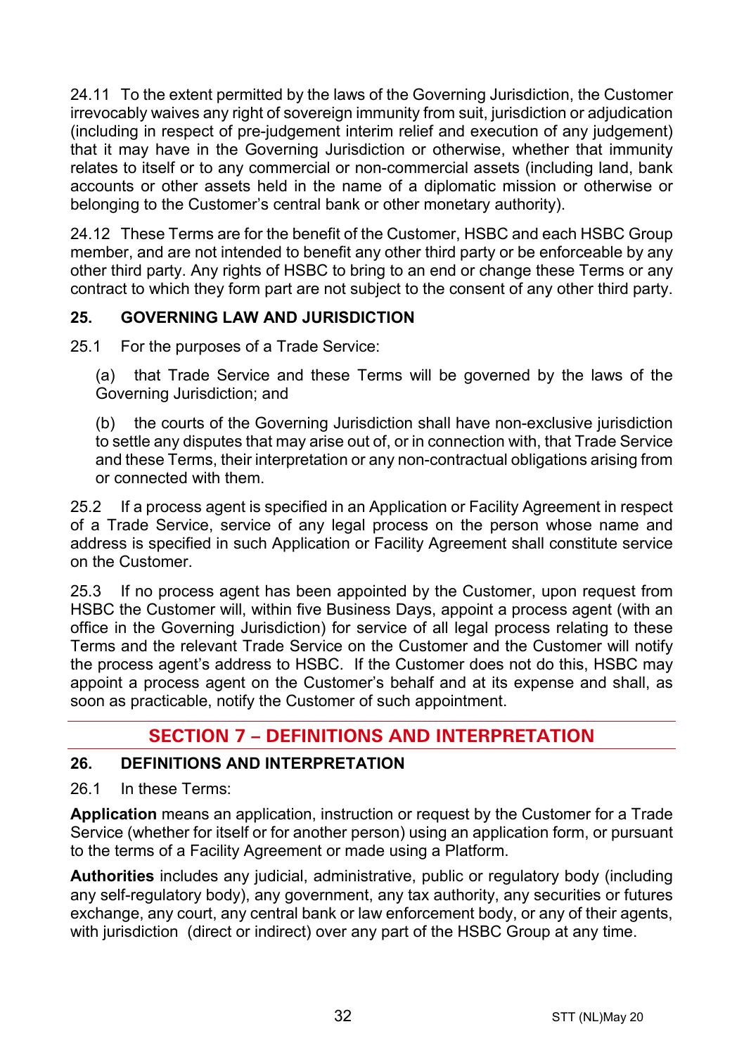24.11 To the extent permitted by the laws of the Governing Jurisdiction, the Customer irrevocably waives any right of sovereign immunity from suit, jurisdiction or adjudication (including in respect of pre-judgement interim relief and execution of any judgement) that it may have in the Governing Jurisdiction or otherwise, whether that immunity relates to itself or to any commercial or non-commercial assets (including land, bank accounts or other assets held in the name of a diplomatic mission or otherwise or belonging to the Customer's central bank or other monetary authority).

24.12 These Terms are for the benefit of the Customer, HSBC and each HSBC Group member, and are not intended to benefit any other third party or be enforceable by any other third party. Any rights of HSBC to bring to an end or change these Terms or any contract to which they form part are not subject to the consent of any other third party.

### 25. GOVERNING LAW AND JURISDICTION

25.1 For the purposes of a Trade Service:

(a) that Trade Service and these Terms will be governed by the laws of the Governing Jurisdiction; and

(b) the courts of the Governing Jurisdiction shall have non-exclusive jurisdiction to settle any disputes that may arise out of, or in connection with, that Trade Service and these Terms, their interpretation or any non-contractual obligations arising from or connected with them.

25.2 If a process agent is specified in an Application or Facility Agreement in respect of a Trade Service, service of any legal process on the person whose name and address is specified in such Application or Facility Agreement shall constitute service on the Customer.

25.3 If no process agent has been appointed by the Customer, upon request from HSBC the Customer will, within five Business Days, appoint a process agent (with an office in the Governing Jurisdiction) for service of all legal process relating to these Terms and the relevant Trade Service on the Customer and the Customer will notify the process agent's address to HSBC. If the Customer does not do this, HSBC may appoint a process agent on the Customer's behalf and at its expense and shall, as soon as practicable, notify the Customer of such appointment.

## SECTION 7 – DEFINITIONS AND INTERPRETATION

### 26. DEFINITIONS AND INTERPRETATION

26.1 In these Terms:

**Application** means an application, instruction or request by the Customer for a Trade Service (whether for itself or for another person) using an application form, or pursuant to the terms of a Facility Agreement or made using a Platform.

**Authorities** includes any judicial, administrative, public or regulatory body (including any self-regulatory body), any government, any tax authority, any securities or futures exchange, any court, any central bank or law enforcement body, or any of their agents, with jurisdiction (direct or indirect) over any part of the HSBC Group at any time.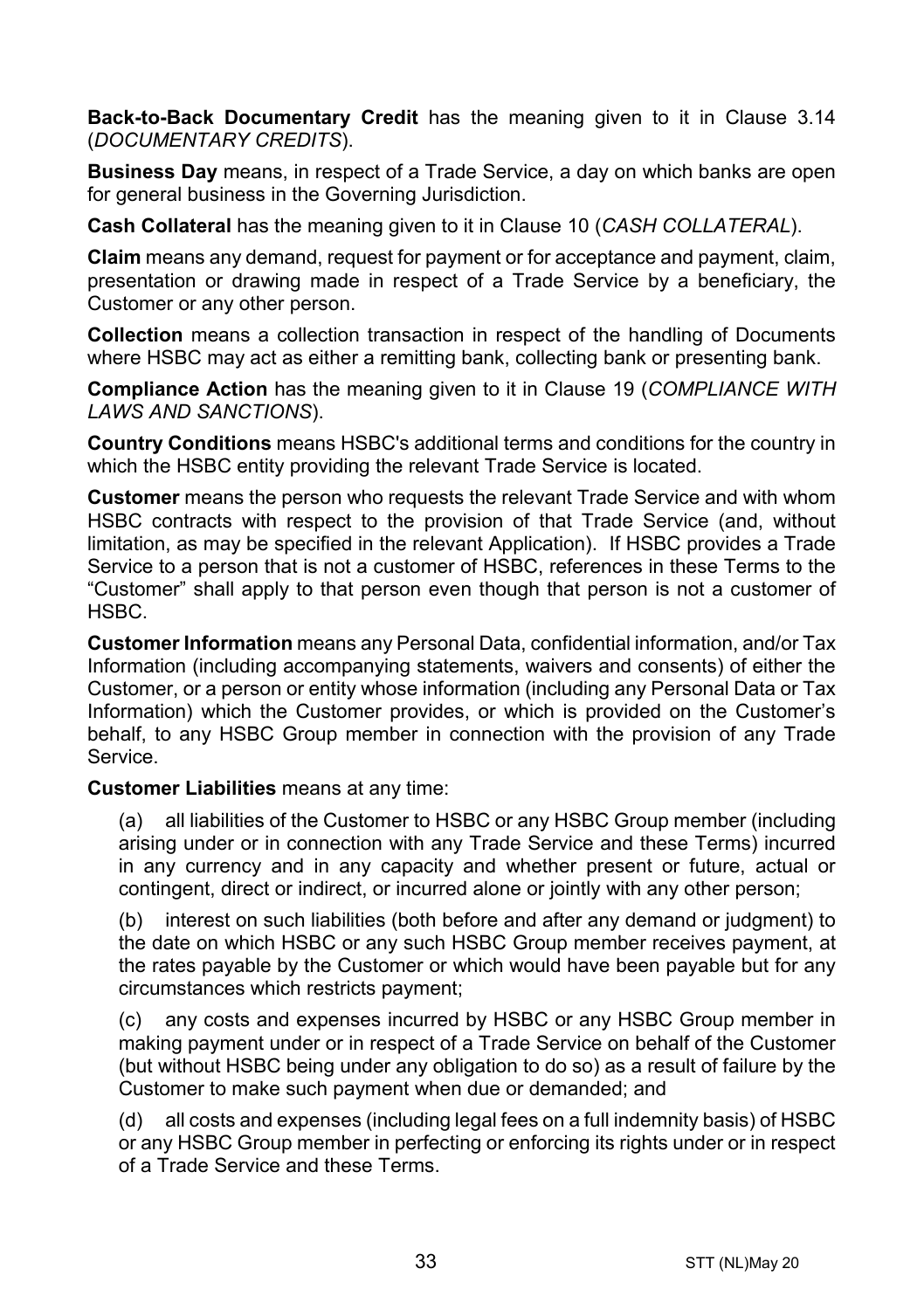**Back-to-Back Documentary Credit** has the meaning given to it in Clause 3.14 (*DOCUMENTARY CREDITS*).

**Business Day** means, in respect of a Trade Service, a day on which banks are open for general business in the Governing Jurisdiction.

**Cash Collateral** has the meaning given to it in Clause 10 (*CASH COLLATERAL*).

**Claim** means any demand, request for payment or for acceptance and payment, claim, presentation or drawing made in respect of a Trade Service by a beneficiary, the Customer or any other person.

**Collection** means a collection transaction in respect of the handling of Documents where HSBC may act as either a remitting bank, collecting bank or presenting bank.

**Compliance Action** has the meaning given to it in Clause 19 (*COMPLIANCE WITH LAWS AND SANCTIONS*).

**Country Conditions** means HSBC's additional terms and conditions for the country in which the HSBC entity providing the relevant Trade Service is located.

**Customer** means the person who requests the relevant Trade Service and with whom HSBC contracts with respect to the provision of that Trade Service (and, without limitation, as may be specified in the relevant Application). If HSBC provides a Trade Service to a person that is not a customer of HSBC, references in these Terms to the "Customer" shall apply to that person even though that person is not a customer of HSBC.

**Customer Information** means any Personal Data, confidential information, and/or Tax Information (including accompanying statements, waivers and consents) of either the Customer, or a person or entity whose information (including any Personal Data or Tax Information) which the Customer provides, or which is provided on the Customer's behalf, to any HSBC Group member in connection with the provision of any Trade Service.

**Customer Liabilities** means at any time:

(a) all liabilities of the Customer to HSBC or any HSBC Group member (including arising under or in connection with any Trade Service and these Terms) incurred in any currency and in any capacity and whether present or future, actual or contingent, direct or indirect, or incurred alone or jointly with any other person;

(b) interest on such liabilities (both before and after any demand or judgment) to the date on which HSBC or any such HSBC Group member receives payment, at the rates payable by the Customer or which would have been payable but for any circumstances which restricts payment;

(c) any costs and expenses incurred by HSBC or any HSBC Group member in making payment under or in respect of a Trade Service on behalf of the Customer (but without HSBC being under any obligation to do so) as a result of failure by the Customer to make such payment when due or demanded; and

(d) all costs and expenses (including legal fees on a full indemnity basis) of HSBC or any HSBC Group member in perfecting or enforcing its rights under or in respect of a Trade Service and these Terms.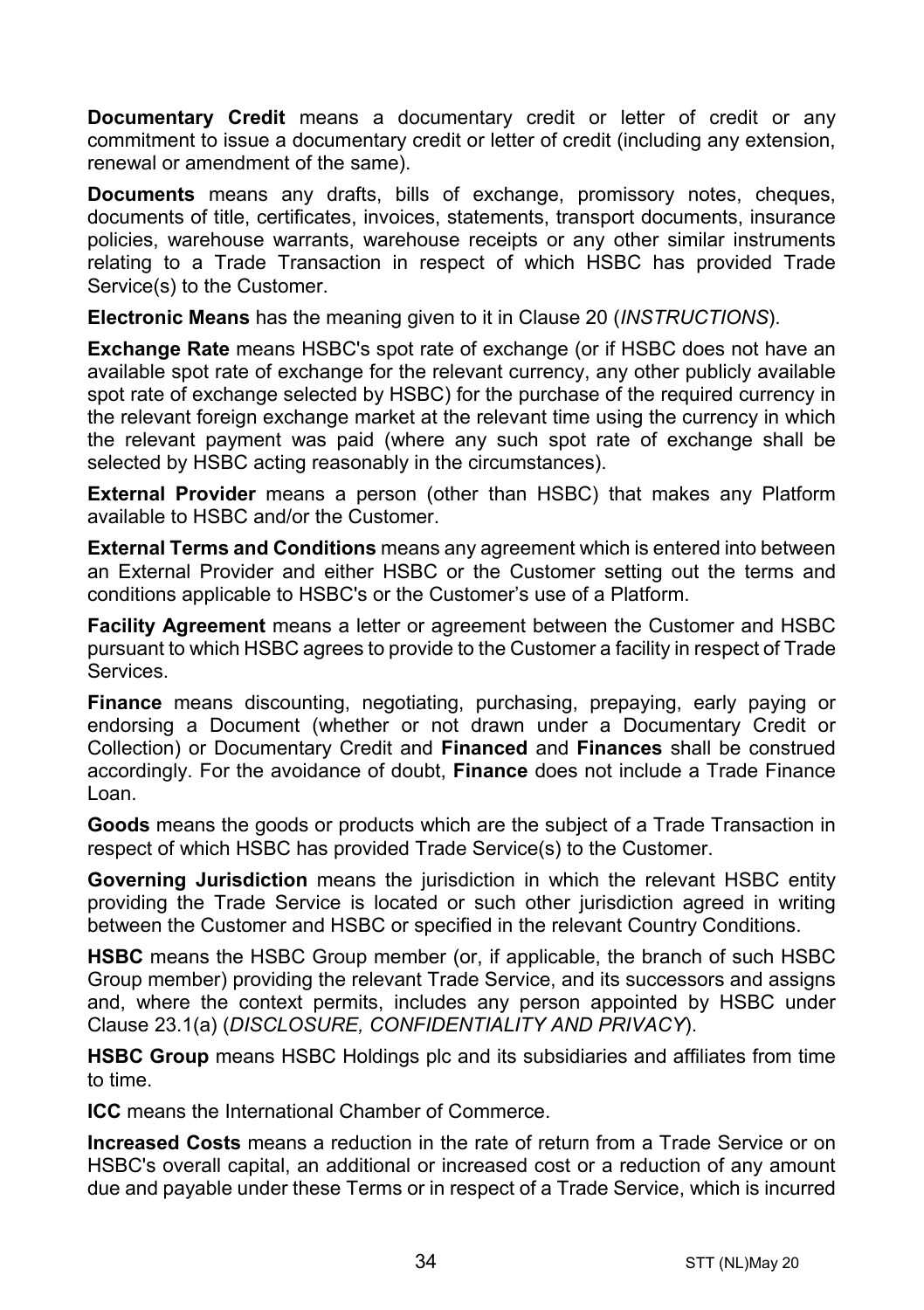**Documentary Credit** means a documentary credit or letter of credit or any commitment to issue a documentary credit or letter of credit (including any extension, renewal or amendment of the same).

**Documents** means any drafts, bills of exchange, promissory notes, cheques, documents of title, certificates, invoices, statements, transport documents, insurance policies, warehouse warrants, warehouse receipts or any other similar instruments relating to a Trade Transaction in respect of which HSBC has provided Trade Service(s) to the Customer.

**Electronic Means** has the meaning given to it in Clause 20 (*INSTRUCTIONS*).

**Exchange Rate** means HSBC's spot rate of exchange (or if HSBC does not have an available spot rate of exchange for the relevant currency, any other publicly available spot rate of exchange selected by HSBC) for the purchase of the required currency in the relevant foreign exchange market at the relevant time using the currency in which the relevant payment was paid (where any such spot rate of exchange shall be selected by HSBC acting reasonably in the circumstances).

**External Provider** means a person (other than HSBC) that makes any Platform available to HSBC and/or the Customer.

**External Terms and Conditions** means any agreement which is entered into between an External Provider and either HSBC or the Customer setting out the terms and conditions applicable to HSBC's or the Customer's use of a Platform.

**Facility Agreement** means a letter or agreement between the Customer and HSBC pursuant to which HSBC agrees to provide to the Customer a facility in respect of Trade Services.

**Finance** means discounting, negotiating, purchasing, prepaying, early paying or endorsing a Document (whether or not drawn under a Documentary Credit or Collection) or Documentary Credit and **Financed** and **Finances** shall be construed accordingly. For the avoidance of doubt, **Finance** does not include a Trade Finance Loan.

**Goods** means the goods or products which are the subject of a Trade Transaction in respect of which HSBC has provided Trade Service(s) to the Customer.

**Governing Jurisdiction** means the jurisdiction in which the relevant HSBC entity providing the Trade Service is located or such other jurisdiction agreed in writing between the Customer and HSBC or specified in the relevant Country Conditions.

**HSBC** means the HSBC Group member (or, if applicable, the branch of such HSBC Group member) providing the relevant Trade Service, and its successors and assigns and, where the context permits, includes any person appointed by HSBC under Clause 23.1(a) (*DISCLOSURE, CONFIDENTIALITY AND PRIVACY*).

**HSBC Group** means HSBC Holdings plc and its subsidiaries and affiliates from time to time.

**ICC** means the International Chamber of Commerce.

**Increased Costs** means a reduction in the rate of return from a Trade Service or on HSBC's overall capital, an additional or increased cost or a reduction of any amount due and payable under these Terms or in respect of a Trade Service, which is incurred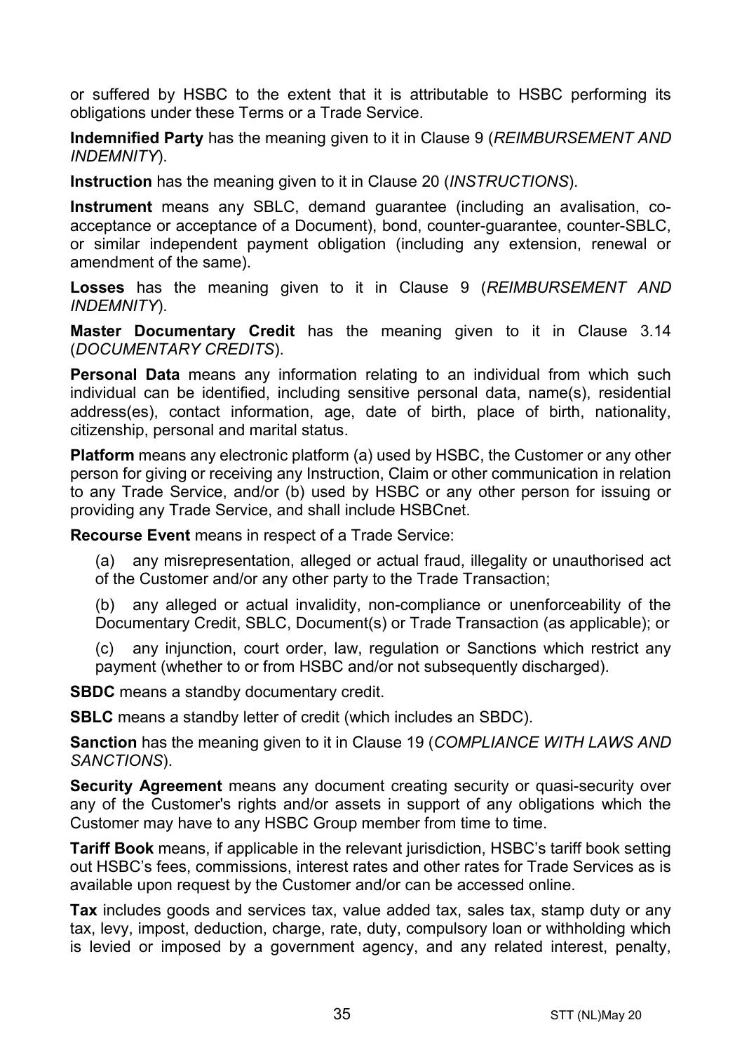or suffered by HSBC to the extent that it is attributable to HSBC performing its obligations under these Terms or a Trade Service.

**Indemnified Party** has the meaning given to it in Clause 9 (*REIMBURSEMENT AND INDEMNITY*).

**Instruction** has the meaning given to it in Clause 20 (*INSTRUCTIONS*).

**Instrument** means any SBLC, demand guarantee (including an avalisation, co-acceptance or acceptance of a Document), bond, counter-guarantee, counter-SBLC, or similar independent payment obligation (including any extension, renewal or amendment of the same).

**Losses** has the meaning given to it in Clause 9 (*REIMBURSEMENT AND INDEMNITY*).

**Master Documentary Credit** has the meaning given to it in Clause 3.14 (*DOCUMENTARY CREDITS*).

**Personal Data** means any information relating to an individual from which such individual can be identified, including sensitive personal data, name(s), residential address(es), contact information, age, date of birth, place of birth, nationality, citizenship, personal and marital status.

**Platform** means any electronic platform (a) used by HSBC, the Customer or any other person for giving or receiving any Instruction, Claim or other communication in relation to any Trade Service, and/or (b) used by HSBC or any other person for issuing or providing any Trade Service, and shall include HSBCnet.

**Recourse Event** means in respect of a Trade Service:

(a) any misrepresentation, alleged or actual fraud, illegality or unauthorised act of the Customer and/or any other party to the Trade Transaction;

(b) any alleged or actual invalidity, non-compliance or unenforceability of the Documentary Credit, SBLC, Document(s) or Trade Transaction (as applicable); or

(c) any injunction, court order, law, regulation or Sanctions which restrict any payment (whether to or from HSBC and/or not subsequently discharged).

**SBDC** means a standby documentary credit.

**SBLC** means a standby letter of credit (which includes an SBDC).

**Sanction** has the meaning given to it in Clause 19 (*COMPLIANCE WITH LAWS AND SANCTIONS*).

**Security Agreement** means any document creating security or quasi-security over any of the Customer's rights and/or assets in support of any obligations which the Customer may have to any HSBC Group member from time to time.

**Tariff Book** means, if applicable in the relevant jurisdiction, HSBC's tariff book setting out HSBC's fees, commissions, interest rates and other rates for Trade Services as is available upon request by the Customer and/or can be accessed online.

**Tax** includes goods and services tax, value added tax, sales tax, stamp duty or any tax, levy, impost, deduction, charge, rate, duty, compulsory loan or withholding which is levied or imposed by a government agency, and any related interest, penalty,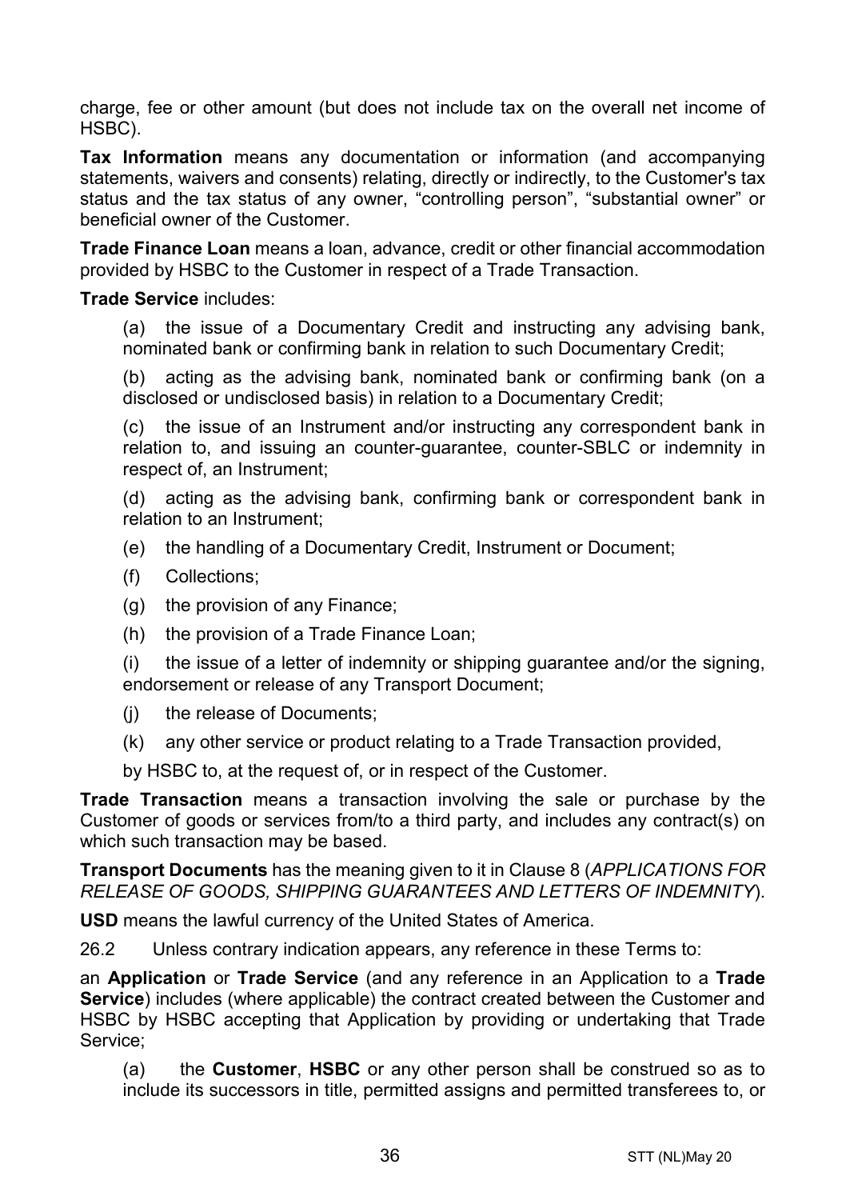charge, fee or other amount (but does not include tax on the overall net income of HSBC).

**Tax Information** means any documentation or information (and accompanying statements, waivers and consents) relating, directly or indirectly, to the Customer's tax status and the tax status of any owner, "controlling person", "substantial owner" or beneficial owner of the Customer.

**Trade Finance Loan** means a loan, advance, credit or other financial accommodation provided by HSBC to the Customer in respect of a Trade Transaction.

**Trade Service** includes:

(a) the issue of a Documentary Credit and instructing any advising bank, nominated bank or confirming bank in relation to such Documentary Credit;

(b) acting as the advising bank, nominated bank or confirming bank (on a disclosed or undisclosed basis) in relation to a Documentary Credit;

(c) the issue of an Instrument and/or instructing any correspondent bank in relation to, and issuing an counter-guarantee, counter-SBLC or indemnity in respect of, an Instrument;

(d) acting as the advising bank, confirming bank or correspondent bank in relation to an Instrument;

(e) the handling of a Documentary Credit, Instrument or Document;

(f) Collections;

(g) the provision of any Finance;

(h) the provision of a Trade Finance Loan;

(i) the issue of a letter of indemnity or shipping guarantee and/or the signing, endorsement or release of any Transport Document;

(j) the release of Documents;

(k) any other service or product relating to a Trade Transaction provided,

by HSBC to, at the request of, or in respect of the Customer.

**Trade Transaction** means a transaction involving the sale or purchase by the Customer of goods or services from/to a third party, and includes any contract(s) on which such transaction may be based.

**Transport Documents** has the meaning given to it in Clause 8 (*APPLICATIONS FOR RELEASE OF GOODS, SHIPPING GUARANTEES AND LETTERS OF INDEMNITY*).

**USD** means the lawful currency of the United States of America.

26.2 Unless contrary indication appears, any reference in these Terms to:

an **Application** or **Trade Service** (and any reference in an Application to a **Trade Service**) includes (where applicable) the contract created between the Customer and HSBC by HSBC accepting that Application by providing or undertaking that Trade Service;

(a) the **Customer**, **HSBC** or any other person shall be construed so as to include its successors in title, permitted assigns and permitted transferees to, or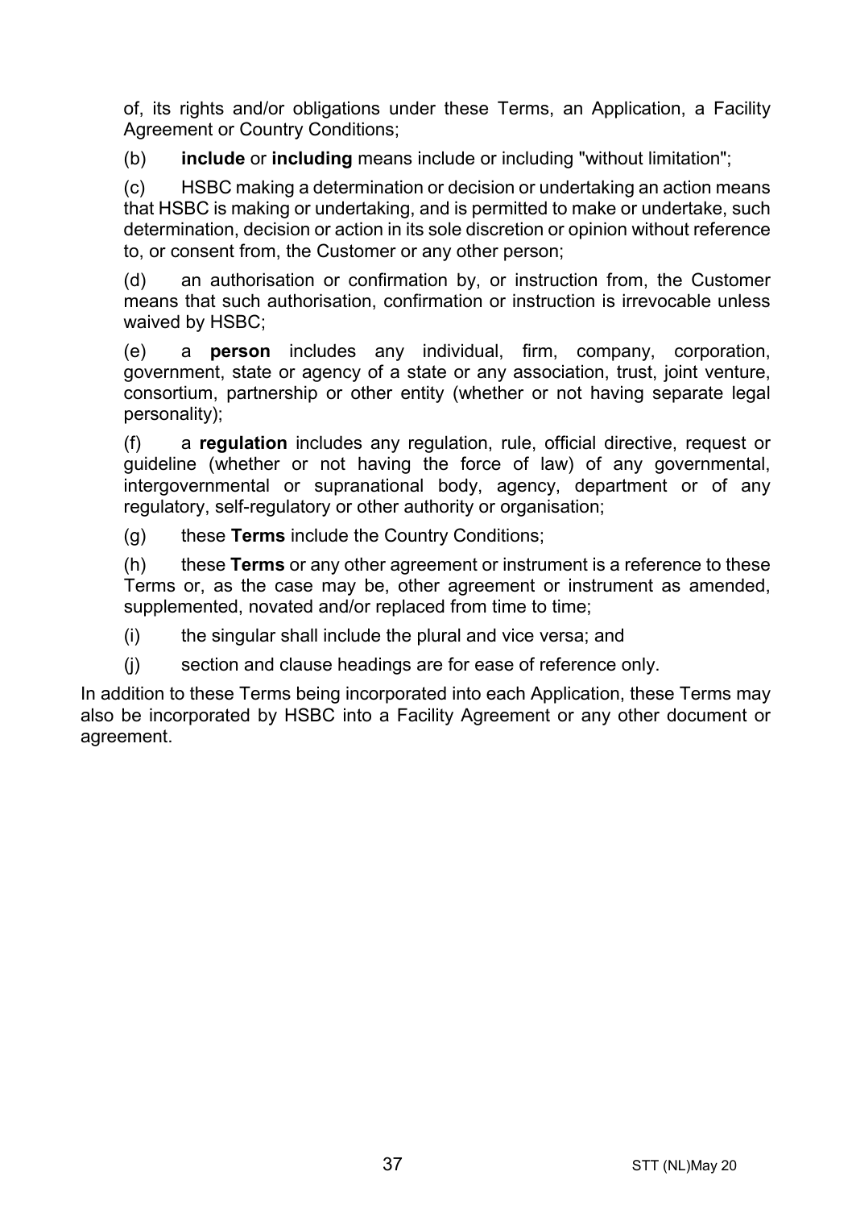of, its rights and/or obligations under these Terms, an Application, a Facility Agreement or Country Conditions;

(b) **include** or **including** means include or including "without limitation";

(c) HSBC making a determination or decision or undertaking an action means that HSBC is making or undertaking, and is permitted to make or undertake, such determination, decision or action in its sole discretion or opinion without reference to, or consent from, the Customer or any other person;

(d) an authorisation or confirmation by, or instruction from, the Customer means that such authorisation, confirmation or instruction is irrevocable unless waived by HSBC;

(e) a **person** includes any individual, firm, company, corporation, government, state or agency of a state or any association, trust, joint venture, consortium, partnership or other entity (whether or not having separate legal personality);

(f) a **regulation** includes any regulation, rule, official directive, request or guideline (whether or not having the force of law) of any governmental, intergovernmental or supranational body, agency, department or of any regulatory, self-regulatory or other authority or organisation;

(g) these **Terms** include the Country Conditions;

(h) these **Terms** or any other agreement or instrument is a reference to these Terms or, as the case may be, other agreement or instrument as amended, supplemented, novated and/or replaced from time to time;

(i) the singular shall include the plural and vice versa; and

(j) section and clause headings are for ease of reference only.

In addition to these Terms being incorporated into each Application, these Terms may also be incorporated by HSBC into a Facility Agreement or any other document or agreement.